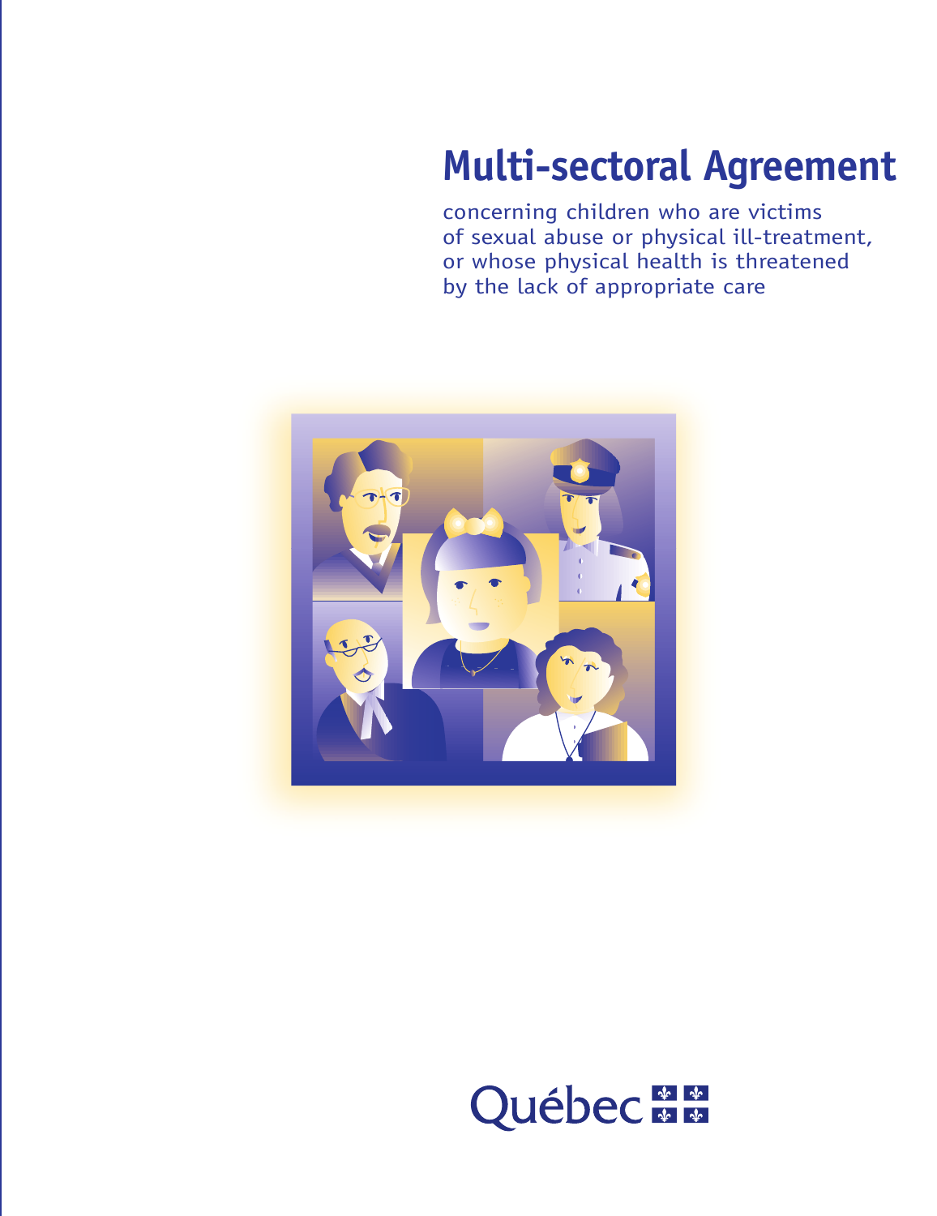# Multi-sectoral Agreement

concerning children who are victims of sexual abuse or physical ill-treatment, or whose physical health is threatened by the lack of appropriate care

Québec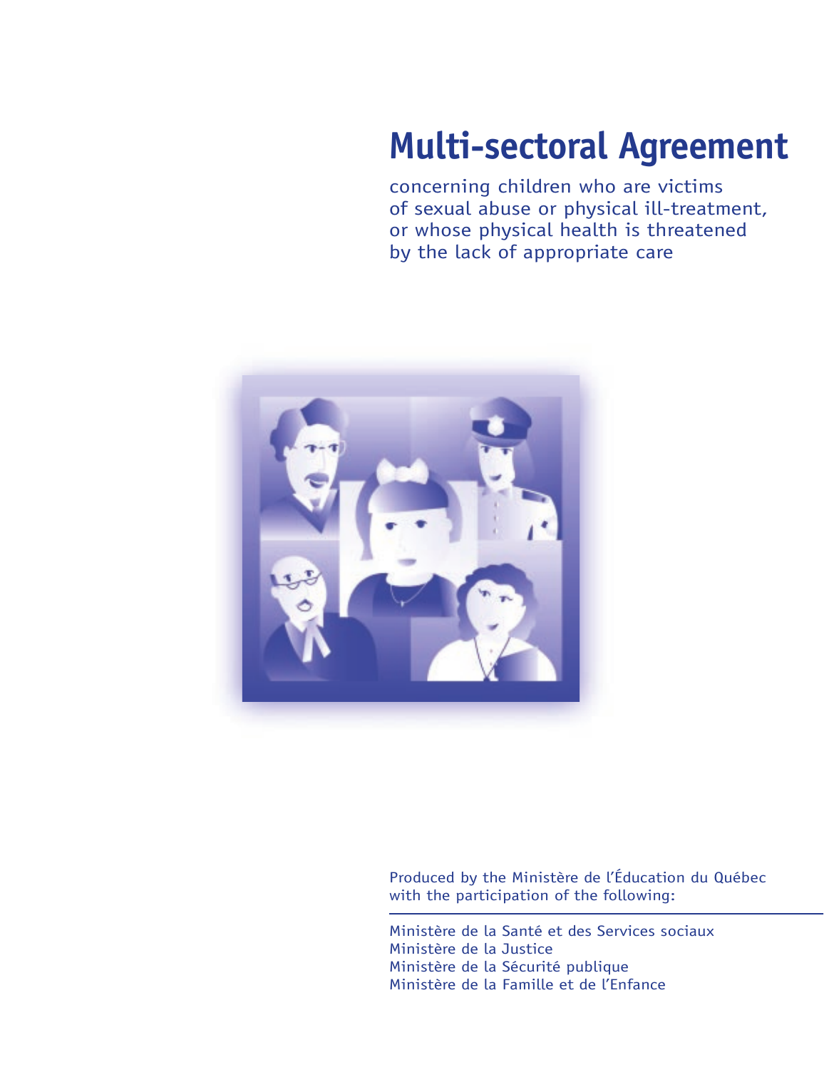# Multi-sectoral Agreement

concerning children who are victims of sexual abuse or physical ill-treatment, or whose physical health is threatened by the lack of appropriate care

Produced by the Ministère de l'Éducation du Québec with the participation of the following:

---

Ministère de la Santé et des Services sociaux
Ministère de la Justice
Ministère de la Sécurité publique
Ministère de la Famille et de l'Enfance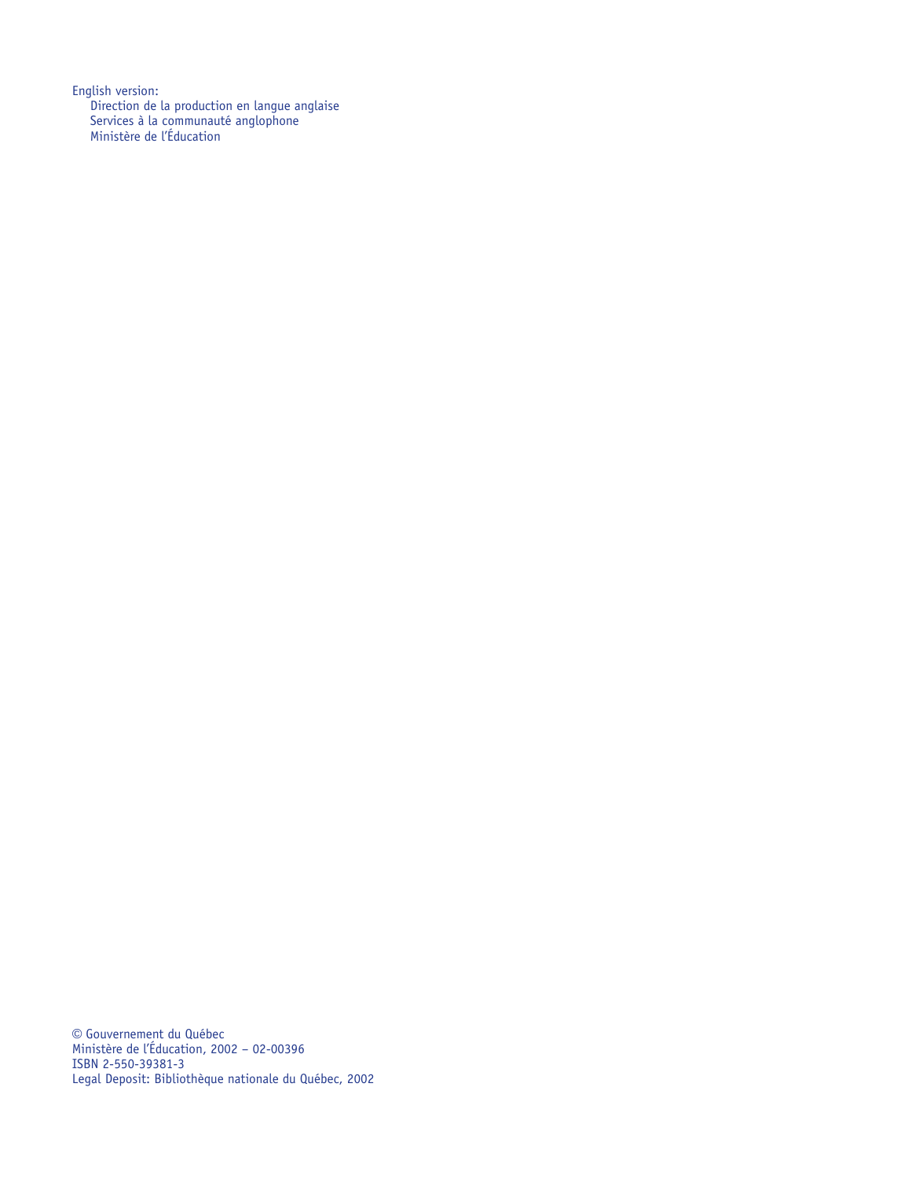English version:

Direction de la production en langue anglaise
Services à la communauté anglophone
Ministère de l'Éducation

© Gouvernement du Québec
Ministère de l'Éducation, 2002 – 02-00396
ISBN 2-550-39381-3
Legal Deposit: Bibliothèque nationale du Québec, 2002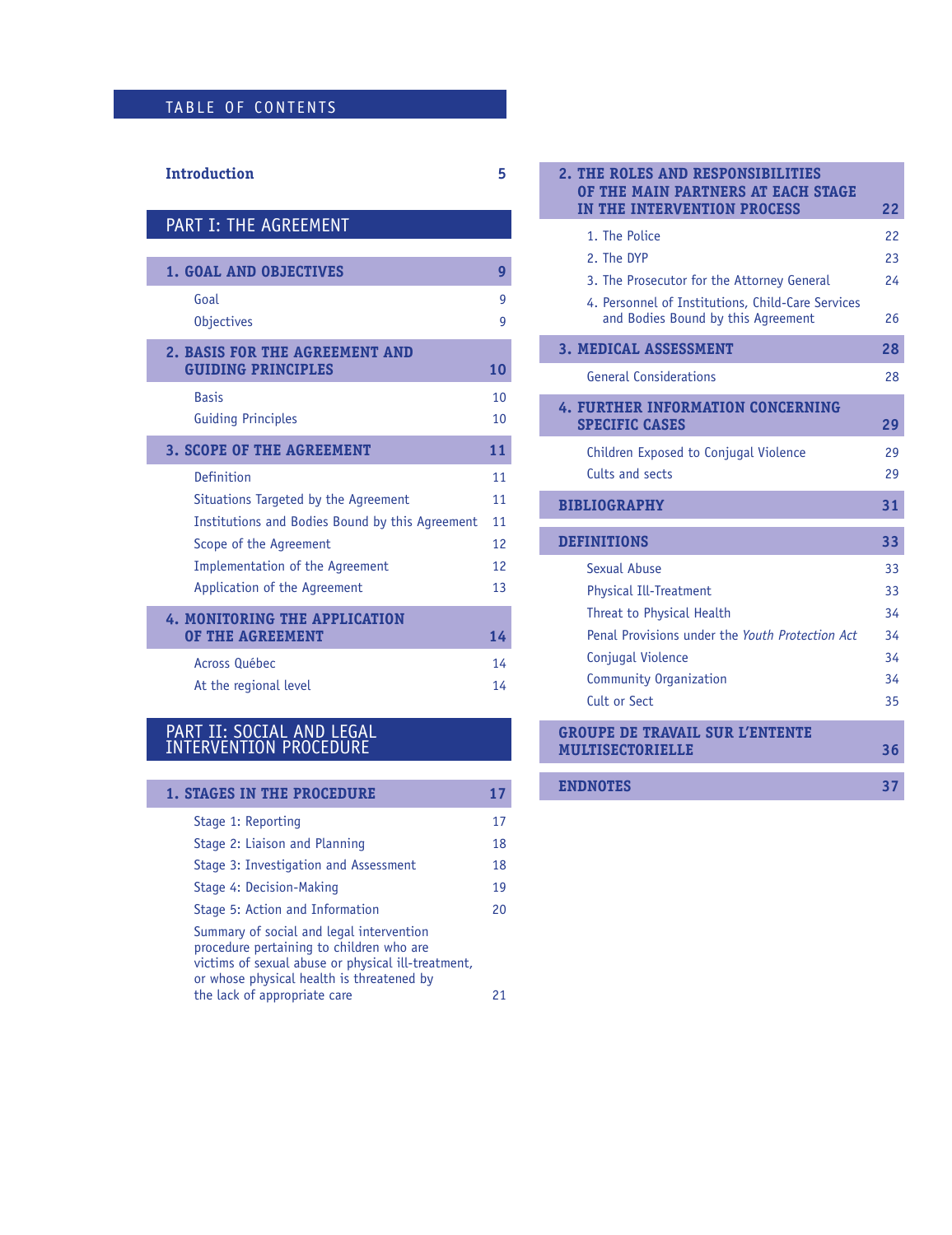# TABLE OF CONTENTS

**Introduction** 5

## PART I: THE AGREEMENT

**1. GOAL AND OBJECTIVES** 9

- Goal 9
- Objectives 9

**2. BASIS FOR THE AGREEMENT AND GUIDING PRINCIPLES** 10

- Basis 10
- Guiding Principles 10

**3. SCOPE OF THE AGREEMENT** 11

- Definition 11
- Situations Targeted by the Agreement 11
- Institutions and Bodies Bound by this Agreement 11
- Scope of the Agreement 12
- Implementation of the Agreement 12
- Application of the Agreement 13

**4. MONITORING THE APPLICATION OF THE AGREEMENT** 14

- Across Québec 14
- At the regional level 14

## PART II: SOCIAL AND LEGAL INTERVENTION PROCEDURE

**1. STAGES IN THE PROCEDURE** 17

- Stage 1: Reporting 17
- Stage 2: Liaison and Planning 18
- Stage 3: Investigation and Assessment 18
- Stage 4: Decision-Making 19
- Stage 5: Action and Information 20
- Summary of social and legal intervention procedure pertaining to children who are victims of sexual abuse or physical ill-treatment, or whose physical health is threatened by the lack of appropriate care 21

**2. THE ROLES AND RESPONSIBILITIES OF THE MAIN PARTNERS AT EACH STAGE IN THE INTERVENTION PROCESS** 22

1. The Police 22
2. The DYP 23
3. The Prosecutor for the Attorney General 24
4. Personnel of Institutions, Child-Care Services and Bodies Bound by this Agreement 26

**3. MEDICAL ASSESSMENT** 28

- General Considerations 28

**4. FURTHER INFORMATION CONCERNING SPECIFIC CASES** 29

- Children Exposed to Conjugal Violence 29
- Cults and sects 29

**BIBLIOGRAPHY** 31

**DEFINITIONS** 33

- Sexual Abuse 33
- Physical Ill-Treatment 33
- Threat to Physical Health 34
- Penal Provisions under the *Youth Protection Act* 34
- Conjugal Violence 34
- Community Organization 34
- Cult or Sect 35

**GROUPE DE TRAVAIL SUR L'ENTENTE MULTISECTORIELLE** 36

**ENDNOTES** 37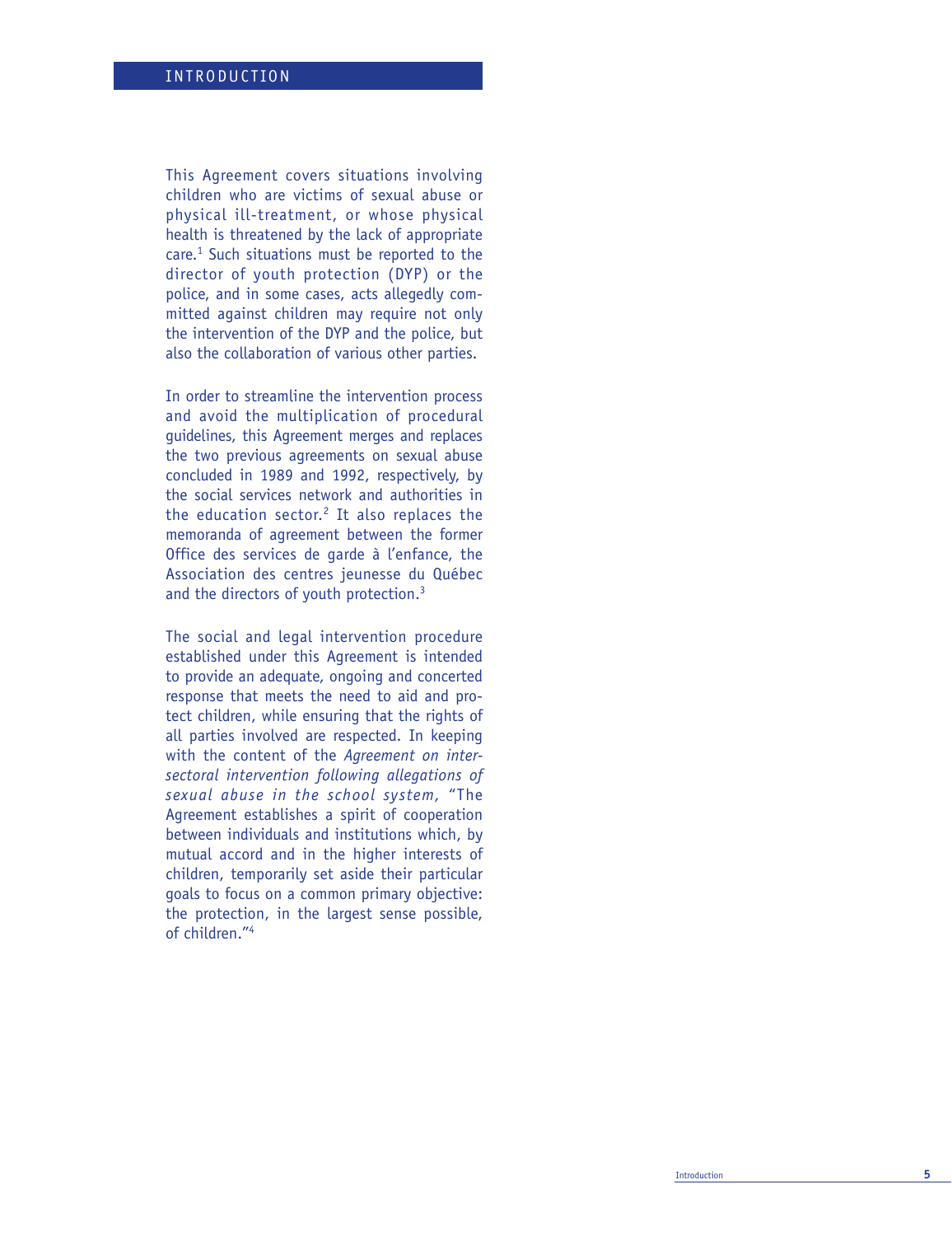# INTRODUCTION

This Agreement covers situations involving children who are victims of sexual abuse or physical ill-treatment, or whose physical health is threatened by the lack of appropriate care.[1] Such situations must be reported to the director of youth protection (DYP) or the police, and in some cases, acts allegedly committed against children may require not only the intervention of the DYP and the police, but also the collaboration of various other parties.

In order to streamline the intervention process and avoid the multiplication of procedural guidelines, this Agreement merges and replaces the two previous agreements on sexual abuse concluded in 1989 and 1992, respectively, by the social services network and authorities in the education sector.[2] It also replaces the memoranda of agreement between the former Office des services de garde à l'enfance, the Association des centres jeunesse du Québec and the directors of youth protection.[3]

The social and legal intervention procedure established under this Agreement is intended to provide an adequate, ongoing and concerted response that meets the need to aid and protect children, while ensuring that the rights of all parties involved are respected. In keeping with the content of the *Agreement on intersectoral intervention following allegations of sexual abuse in the school system*, "The Agreement establishes a spirit of cooperation between individuals and institutions which, by mutual accord and in the higher interests of children, temporarily set aside their particular goals to focus on a common primary objective: the protection, in the largest sense possible, of children."[4]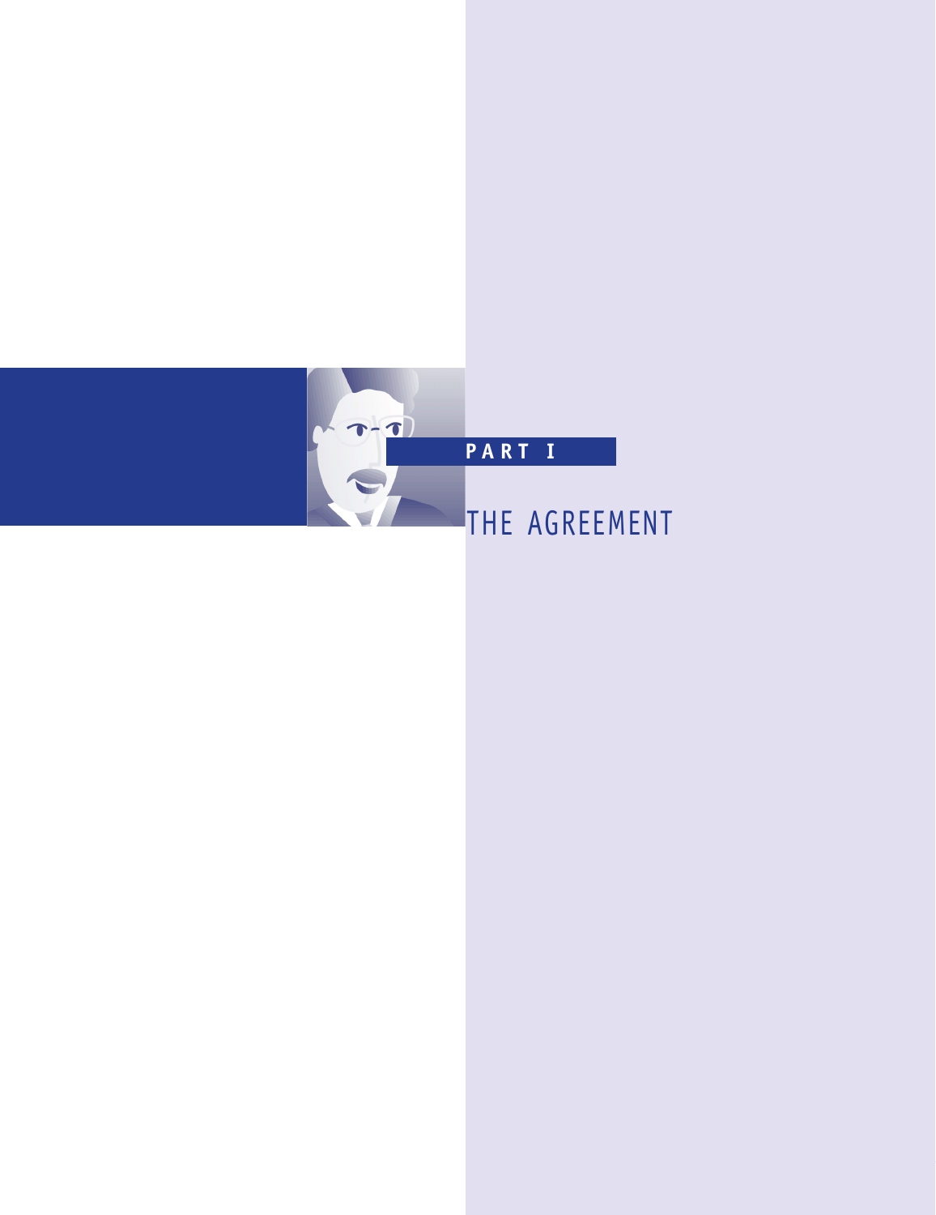# PART I

# THE AGREEMENT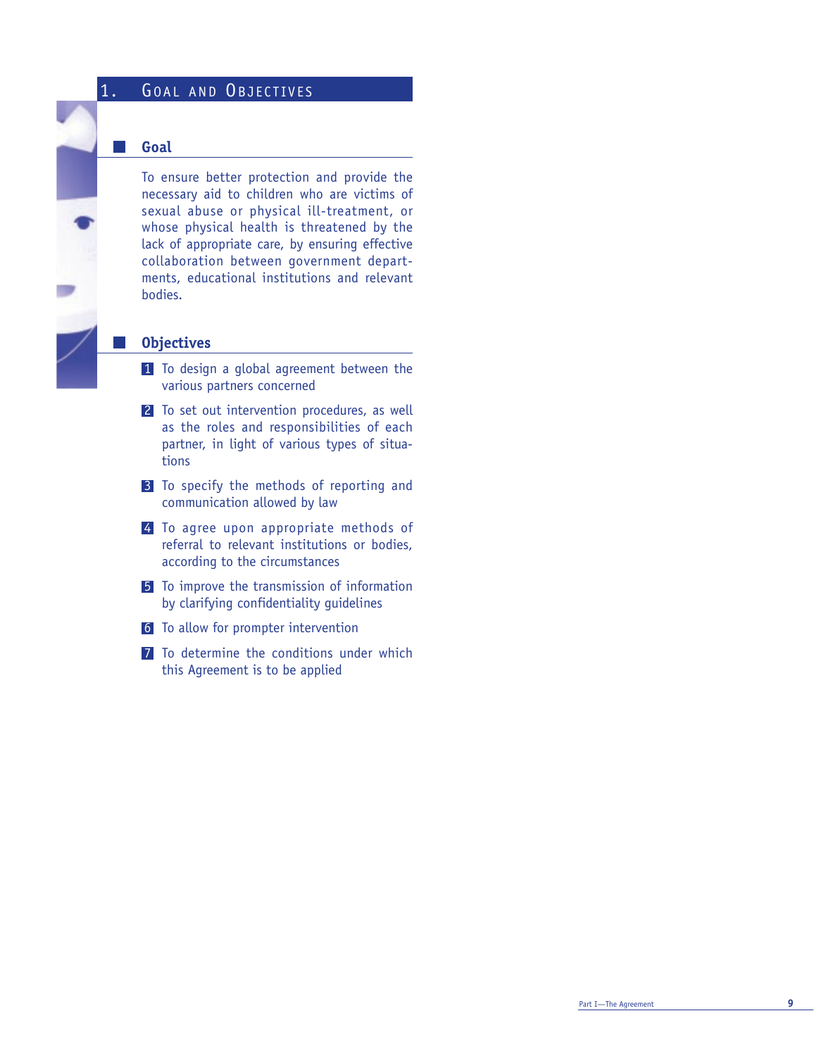## 1. Goal and Objectives

### Goal

To ensure better protection and provide the necessary aid to children who are victims of sexual abuse or physical ill-treatment, or whose physical health is threatened by the lack of appropriate care, by ensuring effective collaboration between government departments, educational institutions and relevant bodies.

### Objectives

1. To design a global agreement between the various partners concerned
2. To set out intervention procedures, as well as the roles and responsibilities of each partner, in light of various types of situations
3. To specify the methods of reporting and communication allowed by law
4. To agree upon appropriate methods of referral to relevant institutions or bodies, according to the circumstances
5. To improve the transmission of information by clarifying confidentiality guidelines
6. To allow for prompter intervention
7. To determine the conditions under which this Agreement is to be applied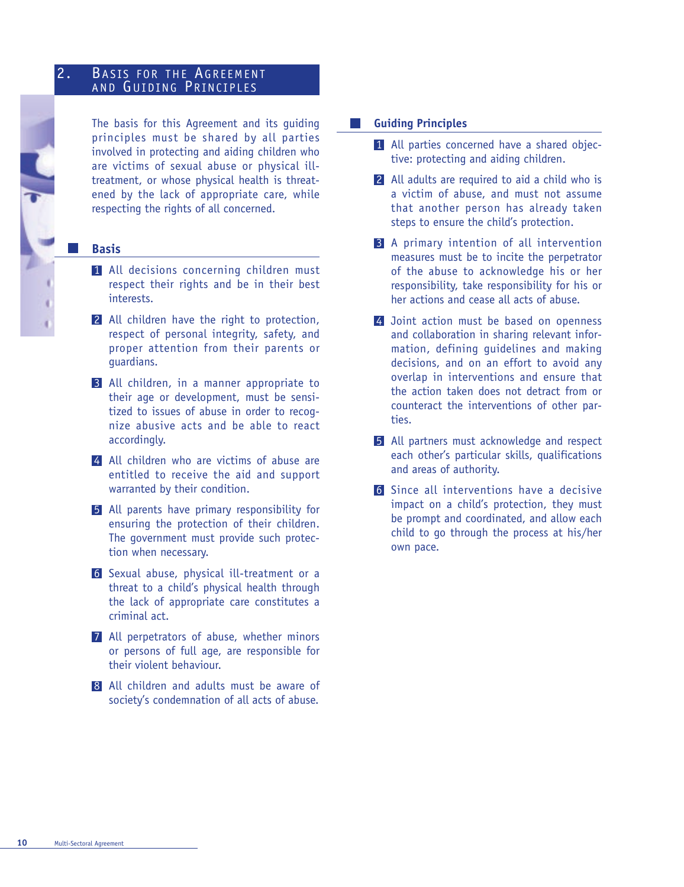## 2. Basis for the Agreement and Guiding Principles

The basis for this Agreement and its guiding principles must be shared by all parties involved in protecting and aiding children who are victims of sexual abuse or physical ill-treatment, or whose physical health is threatened by the lack of appropriate care, while respecting the rights of all concerned.

### Basis

1. All decisions concerning children must respect their rights and be in their best interests.
2. All children have the right to protection, respect of personal integrity, safety, and proper attention from their parents or guardians.
3. All children, in a manner appropriate to their age or development, must be sensitized to issues of abuse in order to recognize abusive acts and be able to react accordingly.
4. All children who are victims of abuse are entitled to receive the aid and support warranted by their condition.
5. All parents have primary responsibility for ensuring the protection of their children. The government must provide such protection when necessary.
6. Sexual abuse, physical ill-treatment or a threat to a child's physical health through the lack of appropriate care constitutes a criminal act.
7. All perpetrators of abuse, whether minors or persons of full age, are responsible for their violent behaviour.
8. All children and adults must be aware of society's condemnation of all acts of abuse.

### Guiding Principles

1. All parties concerned have a shared objective: protecting and aiding children.
2. All adults are required to aid a child who is a victim of abuse, and must not assume that another person has already taken steps to ensure the child's protection.
3. A primary intention of all intervention measures must be to incite the perpetrator of the abuse to acknowledge his or her responsibility, take responsibility for his or her actions and cease all acts of abuse.
4. Joint action must be based on openness and collaboration in sharing relevant information, defining guidelines and making decisions, and on an effort to avoid any overlap in interventions and ensure that the action taken does not detract from or counteract the interventions of other parties.
5. All partners must acknowledge and respect each other's particular skills, qualifications and areas of authority.
6. Since all interventions have a decisive impact on a child's protection, they must be prompt and coordinated, and allow each child to go through the process at his/her own pace.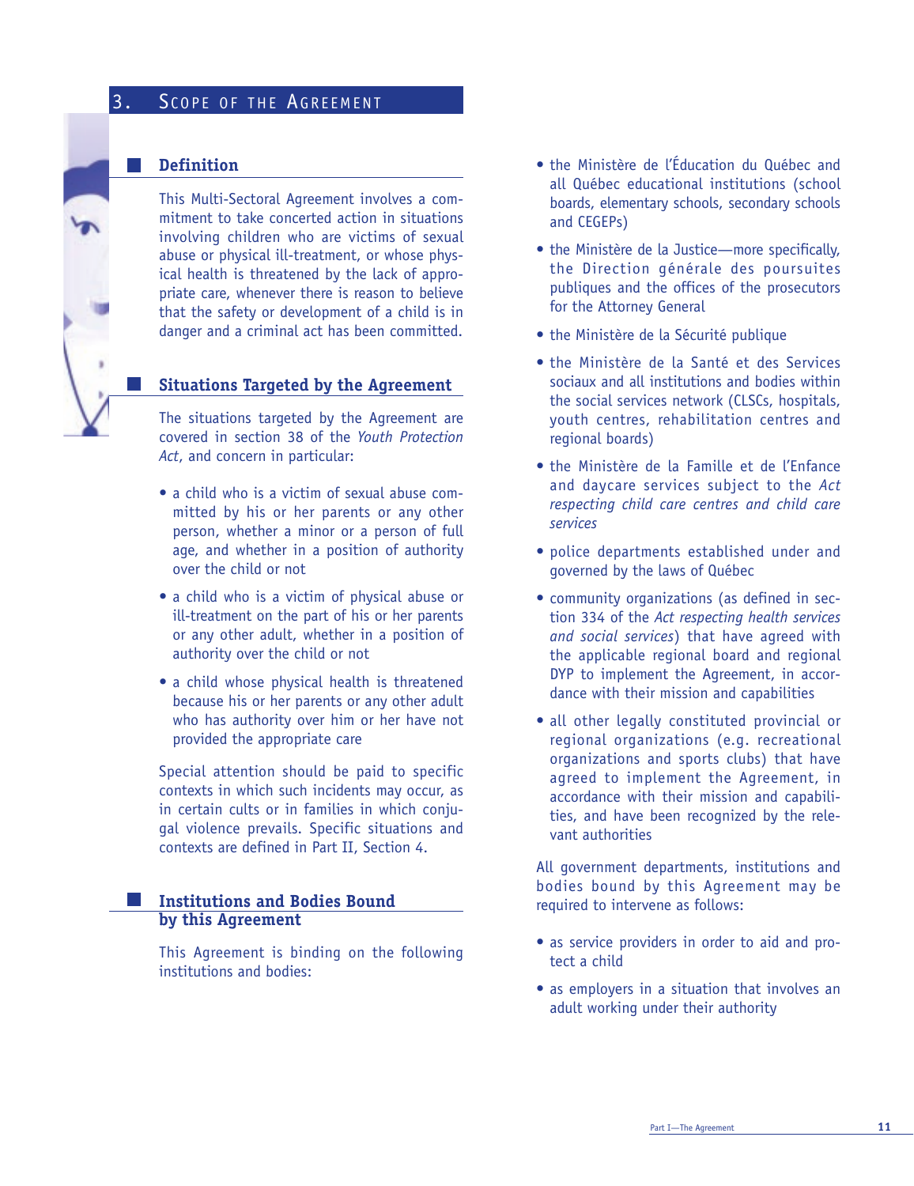# 3. Scope of the Agreement

## Definition

This Multi-Sectoral Agreement involves a commitment to take concerted action in situations involving children who are victims of sexual abuse or physical ill-treatment, or whose physical health is threatened by the lack of appropriate care, whenever there is reason to believe that the safety or development of a child is in danger and a criminal act has been committed.

## Situations Targeted by the Agreement

The situations targeted by the Agreement are covered in section 38 of the *Youth Protection Act*, and concern in particular:

- a child who is a victim of sexual abuse committed by his or her parents or any other person, whether a minor or a person of full age, and whether in a position of authority over the child or not
- a child who is a victim of physical abuse or ill-treatment on the part of his or her parents or any other adult, whether in a position of authority over the child or not
- a child whose physical health is threatened because his or her parents or any other adult who has authority over him or her have not provided the appropriate care

Special attention should be paid to specific contexts in which such incidents may occur, as in certain cults or in families in which conjugal violence prevails. Specific situations and contexts are defined in Part II, Section 4.

## Institutions and Bodies Bound by this Agreement

This Agreement is binding on the following institutions and bodies:

- the Ministère de l'Éducation du Québec and all Québec educational institutions (school boards, elementary schools, secondary schools and CEGEPs)
- the Ministère de la Justice—more specifically, the Direction générale des poursuites publiques and the offices of the prosecutors for the Attorney General
- the Ministère de la Sécurité publique
- the Ministère de la Santé et des Services sociaux and all institutions and bodies within the social services network (CLSCs, hospitals, youth centres, rehabilitation centres and regional boards)
- the Ministère de la Famille et de l'Enfance and daycare services subject to the *Act respecting child care centres and child care services*
- police departments established under and governed by the laws of Québec
- community organizations (as defined in section 334 of the *Act respecting health services and social services*) that have agreed with the applicable regional board and regional DYP to implement the Agreement, in accordance with their mission and capabilities
- all other legally constituted provincial or regional organizations (e.g. recreational organizations and sports clubs) that have agreed to implement the Agreement, in accordance with their mission and capabilities, and have been recognized by the relevant authorities

All government departments, institutions and bodies bound by this Agreement may be required to intervene as follows:

- as service providers in order to aid and protect a child
- as employers in a situation that involves an adult working under their authority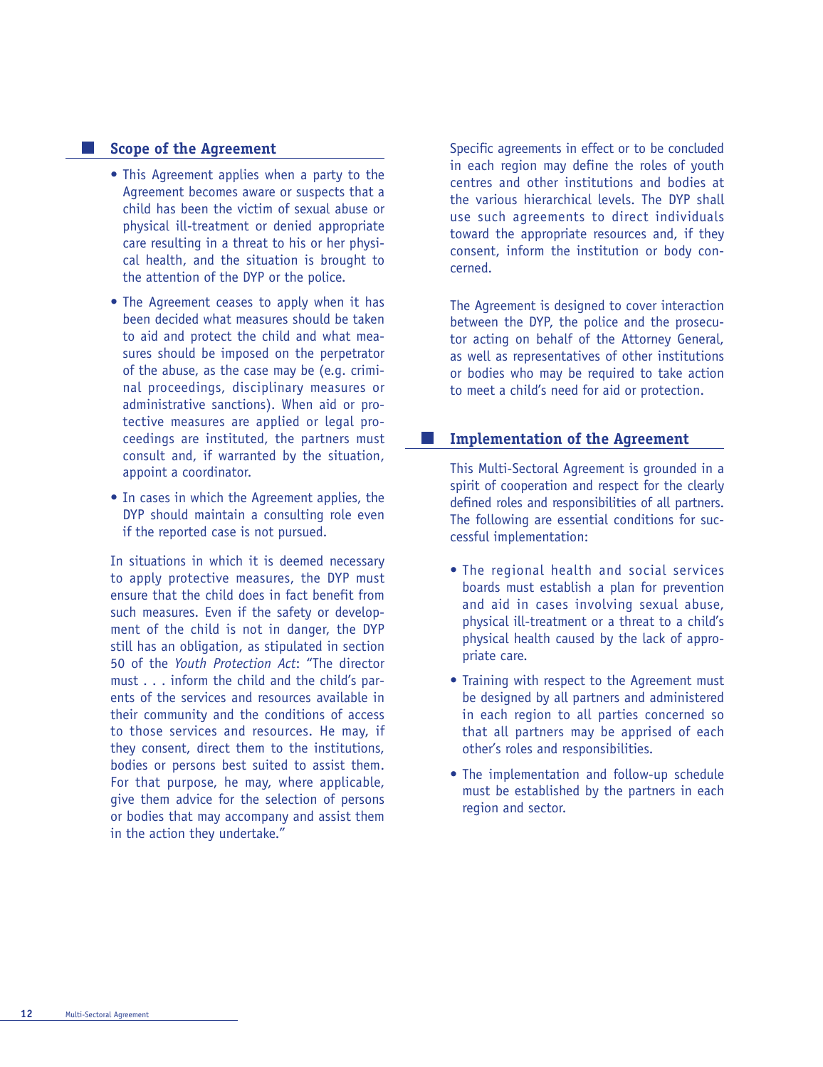## Scope of the Agreement

- This Agreement applies when a party to the Agreement becomes aware or suspects that a child has been the victim of sexual abuse or physical ill-treatment or denied appropriate care resulting in a threat to his or her physical health, and the situation is brought to the attention of the DYP or the police.
- The Agreement ceases to apply when it has been decided what measures should be taken to aid and protect the child and what measures should be imposed on the perpetrator of the abuse, as the case may be (e.g. criminal proceedings, disciplinary measures or administrative sanctions). When aid or protective measures are applied or legal proceedings are instituted, the partners must consult and, if warranted by the situation, appoint a coordinator.
- In cases in which the Agreement applies, the DYP should maintain a consulting role even if the reported case is not pursued.

In situations in which it is deemed necessary to apply protective measures, the DYP must ensure that the child does in fact benefit from such measures. Even if the safety or development of the child is not in danger, the DYP still has an obligation, as stipulated in section 50 of the *Youth Protection Act*: "The director must . . . inform the child and the child's parents of the services and resources available in their community and the conditions of access to those services and resources. He may, if they consent, direct them to the institutions, bodies or persons best suited to assist them. For that purpose, he may, where applicable, give them advice for the selection of persons or bodies that may accompany and assist them in the action they undertake."

Specific agreements in effect or to be concluded in each region may define the roles of youth centres and other institutions and bodies at the various hierarchical levels. The DYP shall use such agreements to direct individuals toward the appropriate resources and, if they consent, inform the institution or body concerned.

The Agreement is designed to cover interaction between the DYP, the police and the prosecutor acting on behalf of the Attorney General, as well as representatives of other institutions or bodies who may be required to take action to meet a child's need for aid or protection.

## Implementation of the Agreement

This Multi-Sectoral Agreement is grounded in a spirit of cooperation and respect for the clearly defined roles and responsibilities of all partners. The following are essential conditions for successful implementation:

- The regional health and social services boards must establish a plan for prevention and aid in cases involving sexual abuse, physical ill-treatment or a threat to a child's physical health caused by the lack of appropriate care.
- Training with respect to the Agreement must be designed by all partners and administered in each region to all parties concerned so that all partners may be apprised of each other's roles and responsibilities.
- The implementation and follow-up schedule must be established by the partners in each region and sector.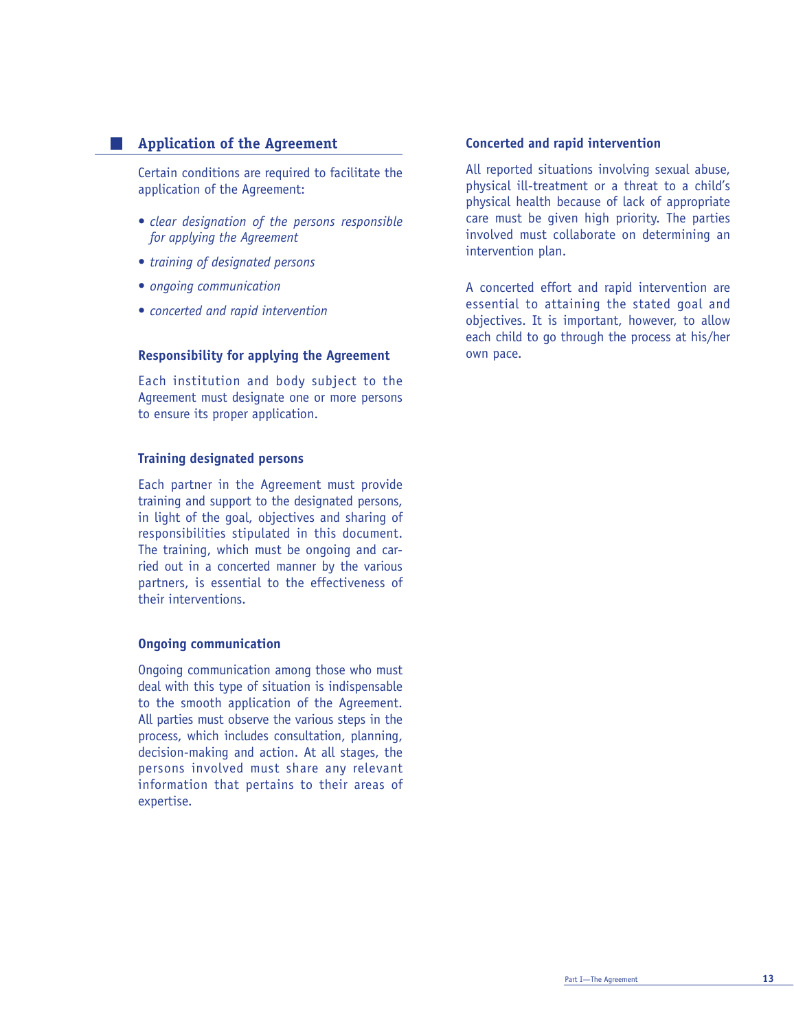## Application of the Agreement

Certain conditions are required to facilitate the application of the Agreement:

- *clear designation of the persons responsible for applying the Agreement*
- *training of designated persons*
- *ongoing communication*
- *concerted and rapid intervention*

### Responsibility for applying the Agreement

Each institution and body subject to the Agreement must designate one or more persons to ensure its proper application.

### Training designated persons

Each partner in the Agreement must provide training and support to the designated persons, in light of the goal, objectives and sharing of responsibilities stipulated in this document. The training, which must be ongoing and carried out in a concerted manner by the various partners, is essential to the effectiveness of their interventions.

### Ongoing communication

Ongoing communication among those who must deal with this type of situation is indispensable to the smooth application of the Agreement. All parties must observe the various steps in the process, which includes consultation, planning, decision-making and action. At all stages, the persons involved must share any relevant information that pertains to their areas of expertise.

### Concerted and rapid intervention

All reported situations involving sexual abuse, physical ill-treatment or a threat to a child's physical health because of lack of appropriate care must be given high priority. The parties involved must collaborate on determining an intervention plan.

A concerted effort and rapid intervention are essential to attaining the stated goal and objectives. It is important, however, to allow each child to go through the process at his/her own pace.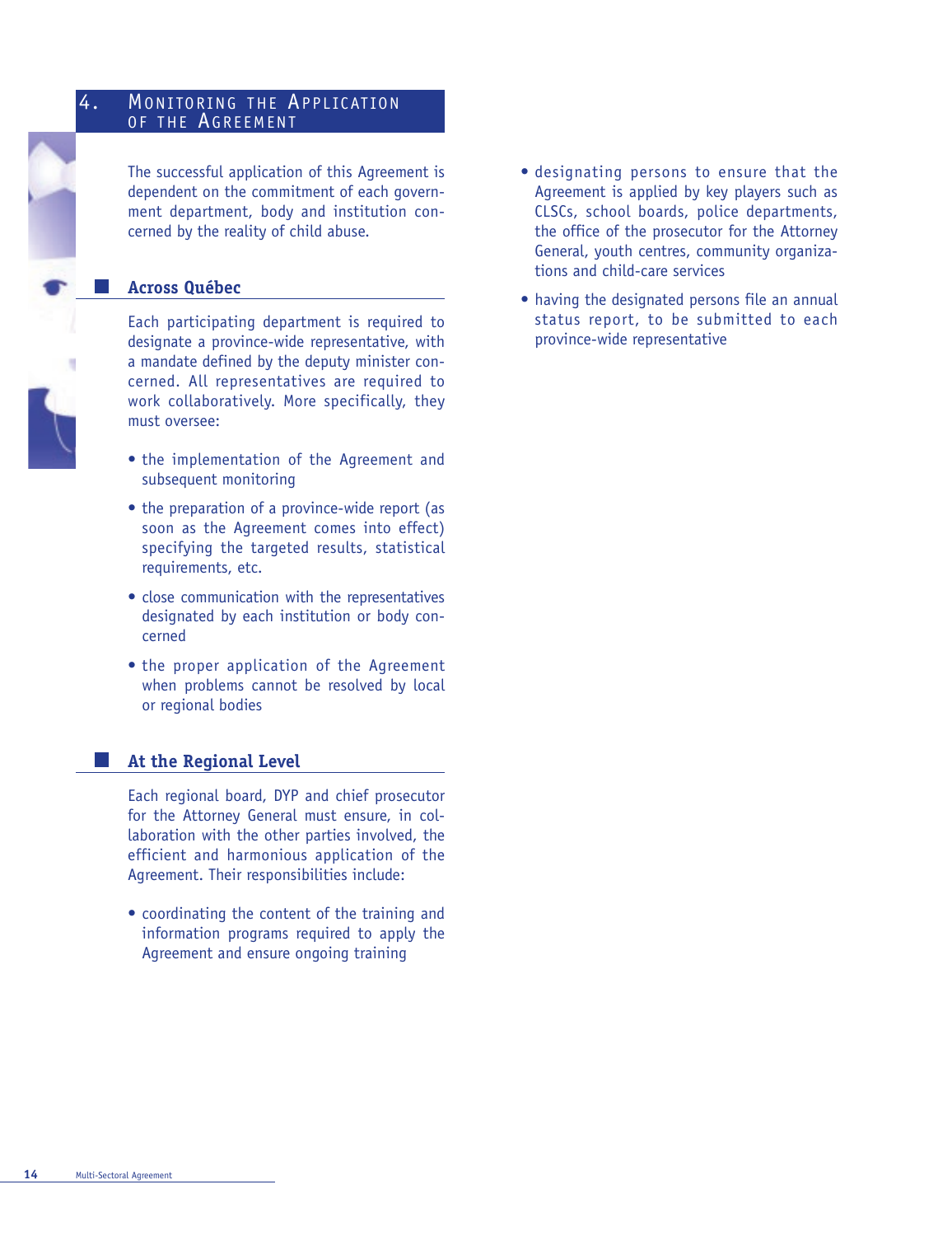# 4. Monitoring the Application of the Agreement

The successful application of this Agreement is dependent on the commitment of each government department, body and institution concerned by the reality of child abuse.

## Across Québec

Each participating department is required to designate a province-wide representative, with a mandate defined by the deputy minister concerned. All representatives are required to work collaboratively. More specifically, they must oversee:

- the implementation of the Agreement and subsequent monitoring
- the preparation of a province-wide report (as soon as the Agreement comes into effect) specifying the targeted results, statistical requirements, etc.
- close communication with the representatives designated by each institution or body concerned
- the proper application of the Agreement when problems cannot be resolved by local or regional bodies

## At the Regional Level

Each regional board, DYP and chief prosecutor for the Attorney General must ensure, in collaboration with the other parties involved, the efficient and harmonious application of the Agreement. Their responsibilities include:

- coordinating the content of the training and information programs required to apply the Agreement and ensure ongoing training
- designating persons to ensure that the Agreement is applied by key players such as CLSCs, school boards, police departments, the office of the prosecutor for the Attorney General, youth centres, community organizations and child-care services
- having the designated persons file an annual status report, to be submitted to each province-wide representative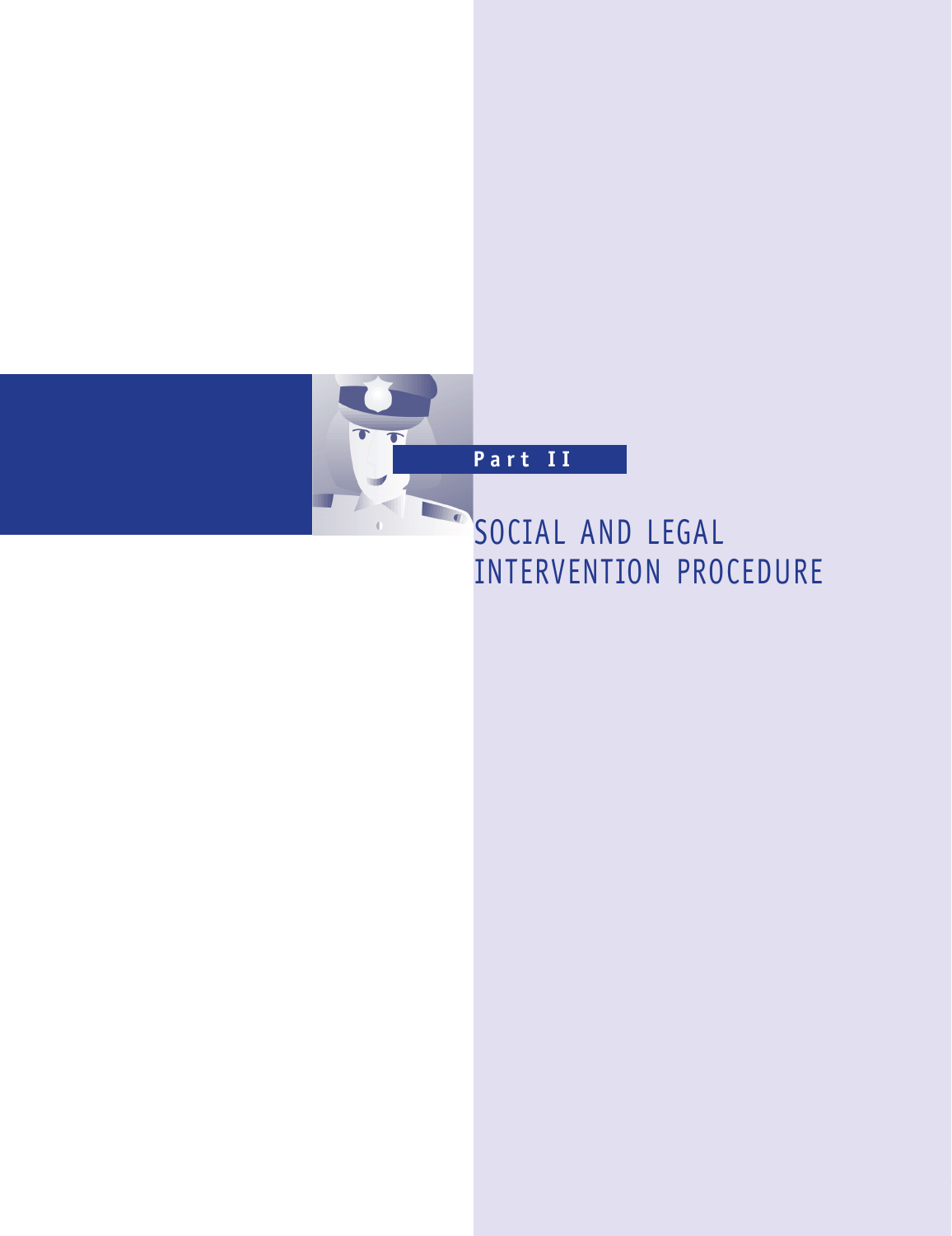# Part II

# SOCIAL AND LEGAL INTERVENTION PROCEDURE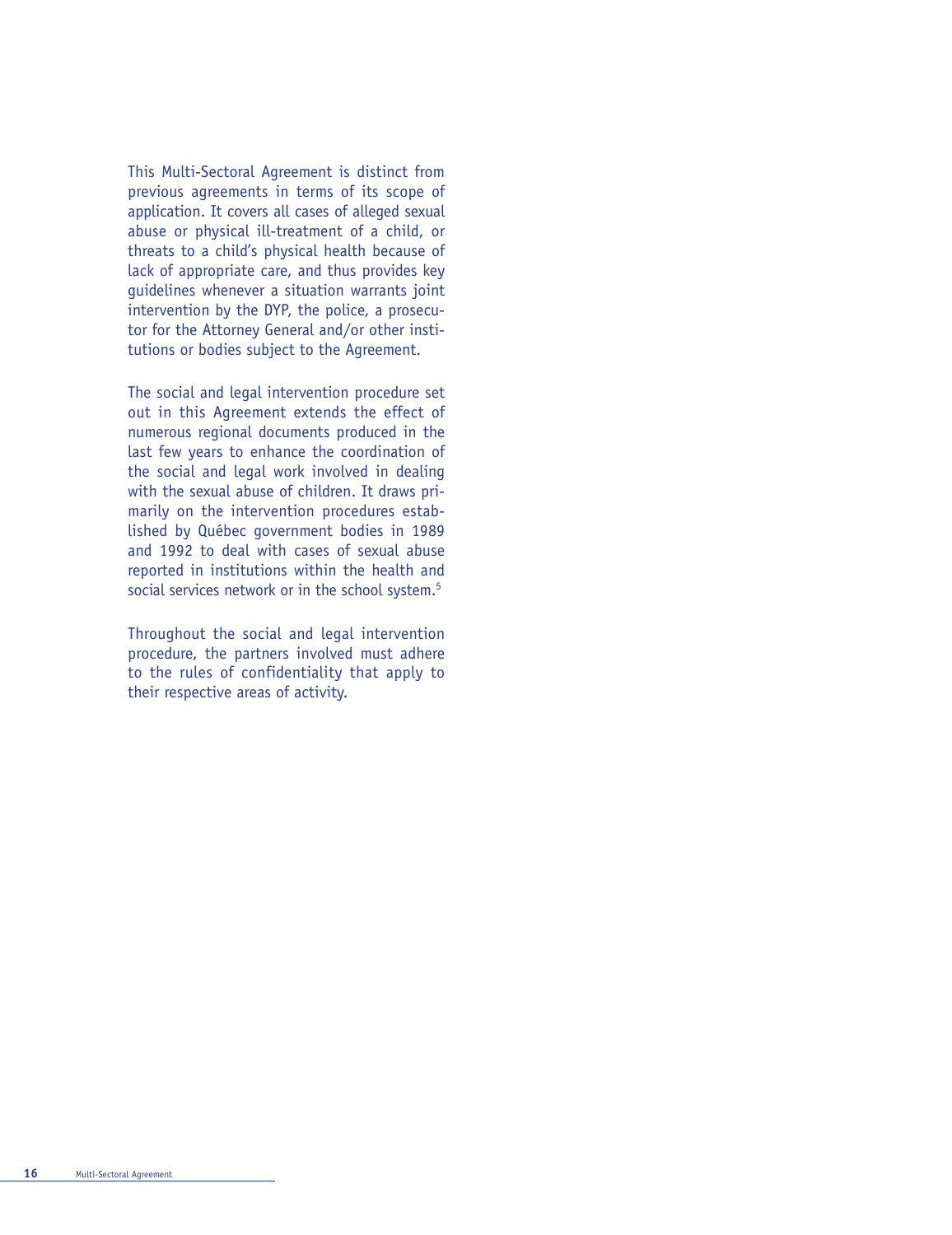This Multi-Sectoral Agreement is distinct from previous agreements in terms of its scope of application. It covers all cases of alleged sexual abuse or physical ill-treatment of a child, or threats to a child's physical health because of lack of appropriate care, and thus provides key guidelines whenever a situation warrants joint intervention by the DYP, the police, a prosecutor for the Attorney General and/or other institutions or bodies subject to the Agreement.

The social and legal intervention procedure set out in this Agreement extends the effect of numerous regional documents produced in the last few years to enhance the coordination of the social and legal work involved in dealing with the sexual abuse of children. It draws primarily on the intervention procedures established by Québec government bodies in 1989 and 1992 to deal with cases of sexual abuse reported in institutions within the health and social services network or in the school system.[5]

Throughout the social and legal intervention procedure, the partners involved must adhere to the rules of confidentiality that apply to their respective areas of activity.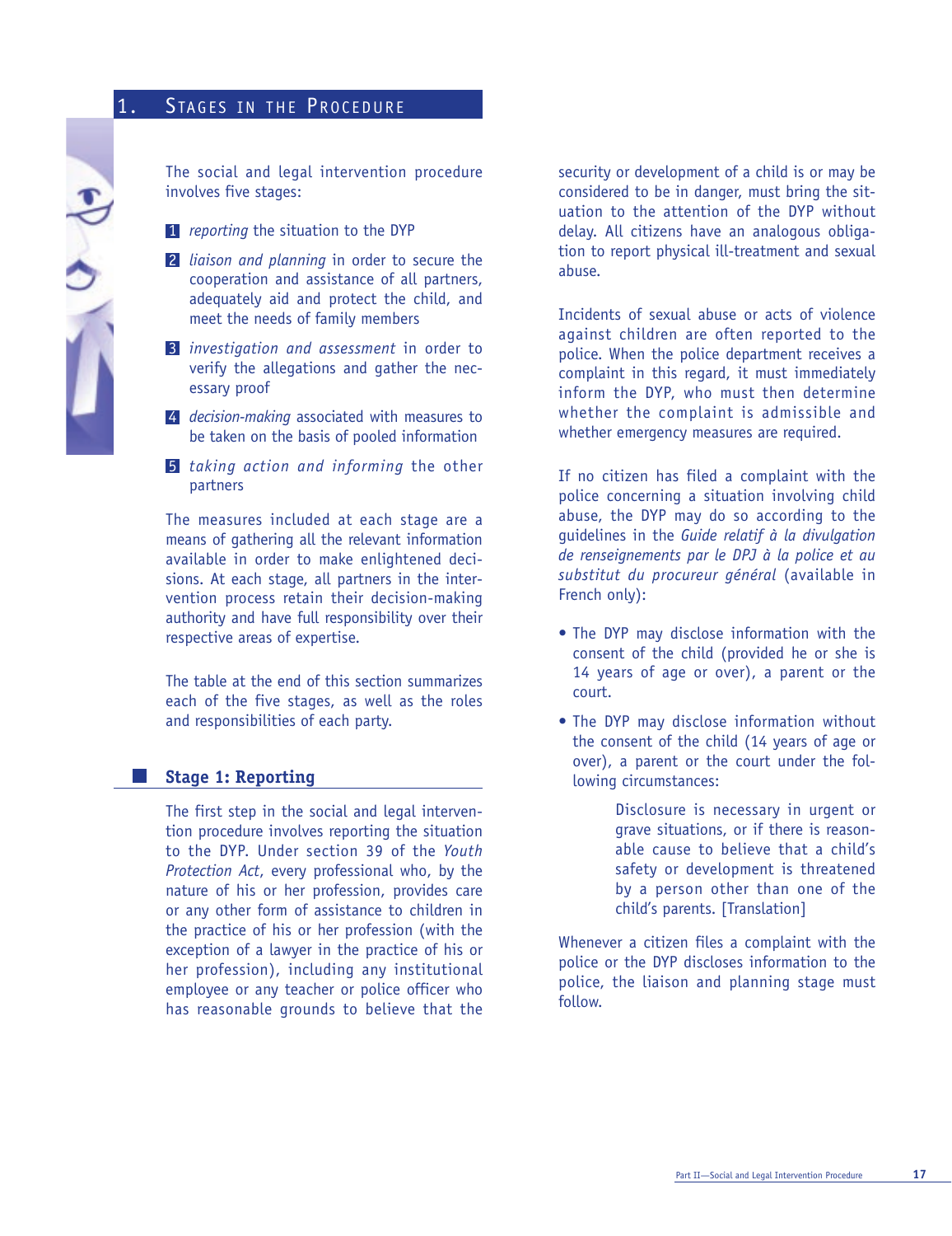## 1. Stages in the Procedure

The social and legal intervention procedure involves five stages:

1. *reporting* the situation to the DYP
2. *liaison and planning* in order to secure the cooperation and assistance of all partners, adequately aid and protect the child, and meet the needs of family members
3. *investigation and assessment* in order to verify the allegations and gather the necessary proof
4. *decision-making* associated with measures to be taken on the basis of pooled information
5. *taking action and informing* the other partners

The measures included at each stage are a means of gathering all the relevant information available in order to make enlightened decisions. At each stage, all partners in the intervention process retain their decision-making authority and have full responsibility over their respective areas of expertise.

The table at the end of this section summarizes each of the five stages, as well as the roles and responsibilities of each party.

### Stage 1: Reporting

The first step in the social and legal intervention procedure involves reporting the situation to the DYP. Under section 39 of the *Youth Protection Act*, every professional who, by the nature of his or her profession, provides care or any other form of assistance to children in the practice of his or her profession (with the exception of a lawyer in the practice of his or her profession), including any institutional employee or any teacher or police officer who has reasonable grounds to believe that the security or development of a child is or may be considered to be in danger, must bring the situation to the attention of the DYP without delay. All citizens have an analogous obligation to report physical ill-treatment and sexual abuse.

Incidents of sexual abuse or acts of violence against children are often reported to the police. When the police department receives a complaint in this regard, it must immediately inform the DYP, who must then determine whether the complaint is admissible and whether emergency measures are required.

If no citizen has filed a complaint with the police concerning a situation involving child abuse, the DYP may do so according to the guidelines in the *Guide relatif à la divulgation de renseignements par le DPJ à la police et au substitut du procureur général* (available in French only):

- The DYP may disclose information with the consent of the child (provided he or she is 14 years of age or over), a parent or the court.
- The DYP may disclose information without the consent of the child (14 years of age or over), a parent or the court under the following circumstances:

  > Disclosure is necessary in urgent or grave situations, or if there is reasonable cause to believe that a child's safety or development is threatened by a person other than one of the child's parents. [Translation]

Whenever a citizen files a complaint with the police or the DYP discloses information to the police, the liaison and planning stage must follow.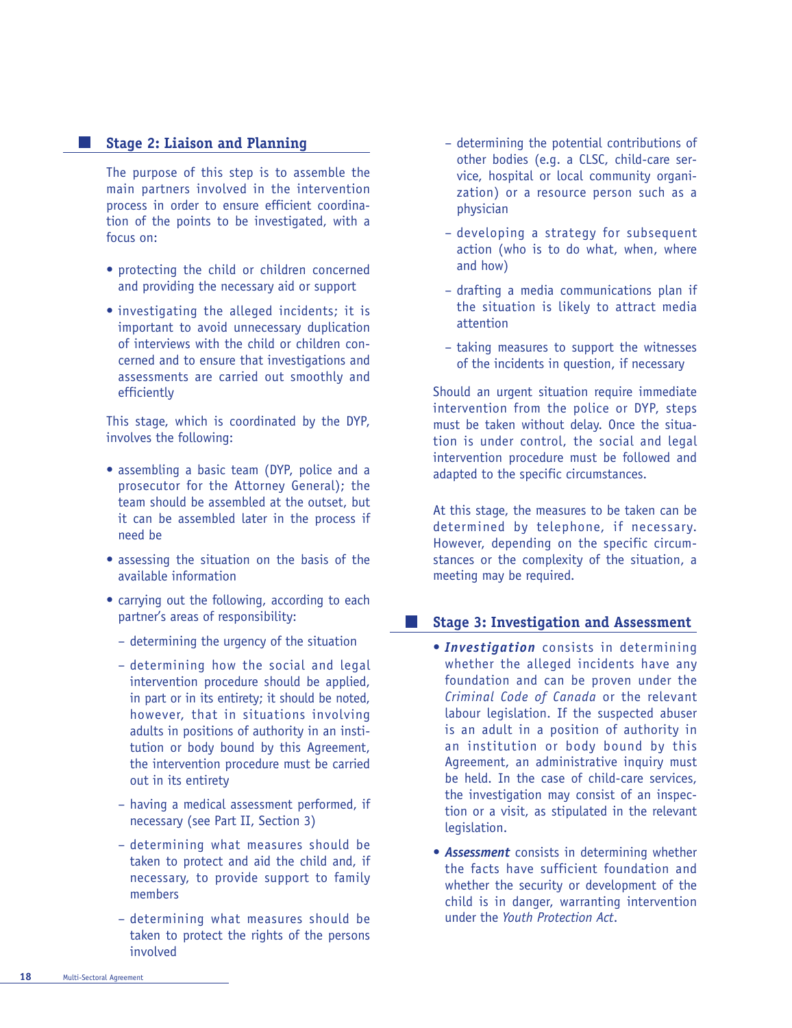## Stage 2: Liaison and Planning

The purpose of this step is to assemble the main partners involved in the intervention process in order to ensure efficient coordination of the points to be investigated, with a focus on:

- protecting the child or children concerned and providing the necessary aid or support
- investigating the alleged incidents; it is important to avoid unnecessary duplication of interviews with the child or children concerned and to ensure that investigations and assessments are carried out smoothly and efficiently

This stage, which is coordinated by the DYP, involves the following:

- assembling a basic team (DYP, police and a prosecutor for the Attorney General); the team should be assembled at the outset, but it can be assembled later in the process if need be
- assessing the situation on the basis of the available information
- carrying out the following, according to each partner's areas of responsibility:
  - determining the urgency of the situation
  - determining how the social and legal intervention procedure should be applied, in part or in its entirety; it should be noted, however, that in situations involving adults in positions of authority in an institution or body bound by this Agreement, the intervention procedure must be carried out in its entirety
  - having a medical assessment performed, if necessary (see Part II, Section 3)
  - determining what measures should be taken to protect and aid the child and, if necessary, to provide support to family members
  - determining what measures should be taken to protect the rights of the persons involved
  - determining the potential contributions of other bodies (e.g. a CLSC, child-care service, hospital or local community organization) or a resource person such as a physician
  - developing a strategy for subsequent action (who is to do what, when, where and how)
  - drafting a media communications plan if the situation is likely to attract media attention
  - taking measures to support the witnesses of the incidents in question, if necessary

Should an urgent situation require immediate intervention from the police or DYP, steps must be taken without delay. Once the situation is under control, the social and legal intervention procedure must be followed and adapted to the specific circumstances.

At this stage, the measures to be taken can be determined by telephone, if necessary. However, depending on the specific circumstances or the complexity of the situation, a meeting may be required.

## Stage 3: Investigation and Assessment

- ***Investigation*** consists in determining whether the alleged incidents have any foundation and can be proven under the *Criminal Code of Canada* or the relevant labour legislation. If the suspected abuser is an adult in a position of authority in an institution or body bound by this Agreement, an administrative inquiry must be held. In the case of child-care services, the investigation may consist of an inspection or a visit, as stipulated in the relevant legislation.
- ***Assessment*** consists in determining whether the facts have sufficient foundation and whether the security or development of the child is in danger, warranting intervention under the *Youth Protection Act*.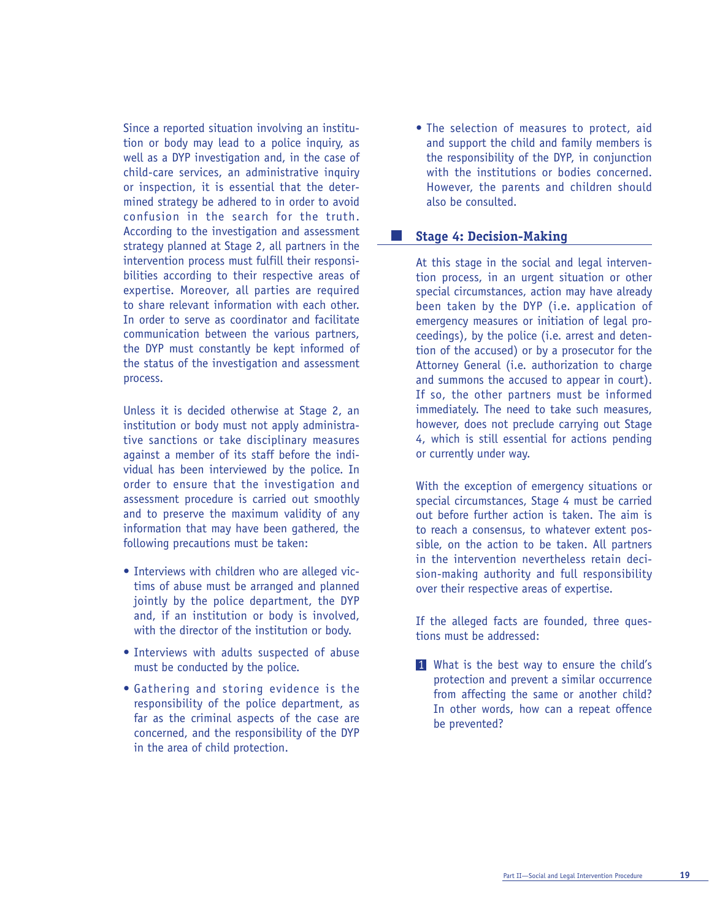Since a reported situation involving an institution or body may lead to a police inquiry, as well as a DYP investigation and, in the case of child-care services, an administrative inquiry or inspection, it is essential that the determined strategy be adhered to in order to avoid confusion in the search for the truth. According to the investigation and assessment strategy planned at Stage 2, all partners in the intervention process must fulfill their responsibilities according to their respective areas of expertise. Moreover, all parties are required to share relevant information with each other. In order to serve as coordinator and facilitate communication between the various partners, the DYP must constantly be kept informed of the status of the investigation and assessment process.

Unless it is decided otherwise at Stage 2, an institution or body must not apply administrative sanctions or take disciplinary measures against a member of its staff before the individual has been interviewed by the police. In order to ensure that the investigation and assessment procedure is carried out smoothly and to preserve the maximum validity of any information that may have been gathered, the following precautions must be taken:

- Interviews with children who are alleged victims of abuse must be arranged and planned jointly by the police department, the DYP and, if an institution or body is involved, with the director of the institution or body.
- Interviews with adults suspected of abuse must be conducted by the police.
- Gathering and storing evidence is the responsibility of the police department, as far as the criminal aspects of the case are concerned, and the responsibility of the DYP in the area of child protection.
- The selection of measures to protect, aid and support the child and family members is the responsibility of the DYP, in conjunction with the institutions or bodies concerned. However, the parents and children should also be consulted.

## Stage 4: Decision-Making

At this stage in the social and legal intervention process, in an urgent situation or other special circumstances, action may have already been taken by the DYP (i.e. application of emergency measures or initiation of legal proceedings), by the police (i.e. arrest and detention of the accused) or by a prosecutor for the Attorney General (i.e. authorization to charge and summons the accused to appear in court). If so, the other partners must be informed immediately. The need to take such measures, however, does not preclude carrying out Stage 4, which is still essential for actions pending or currently under way.

With the exception of emergency situations or special circumstances, Stage 4 must be carried out before further action is taken. The aim is to reach a consensus, to whatever extent possible, on the action to be taken. All partners in the intervention nevertheless retain decision-making authority and full responsibility over their respective areas of expertise.

If the alleged facts are founded, three questions must be addressed:

1. What is the best way to ensure the child's protection and prevent a similar occurrence from affecting the same or another child? In other words, how can a repeat offence be prevented?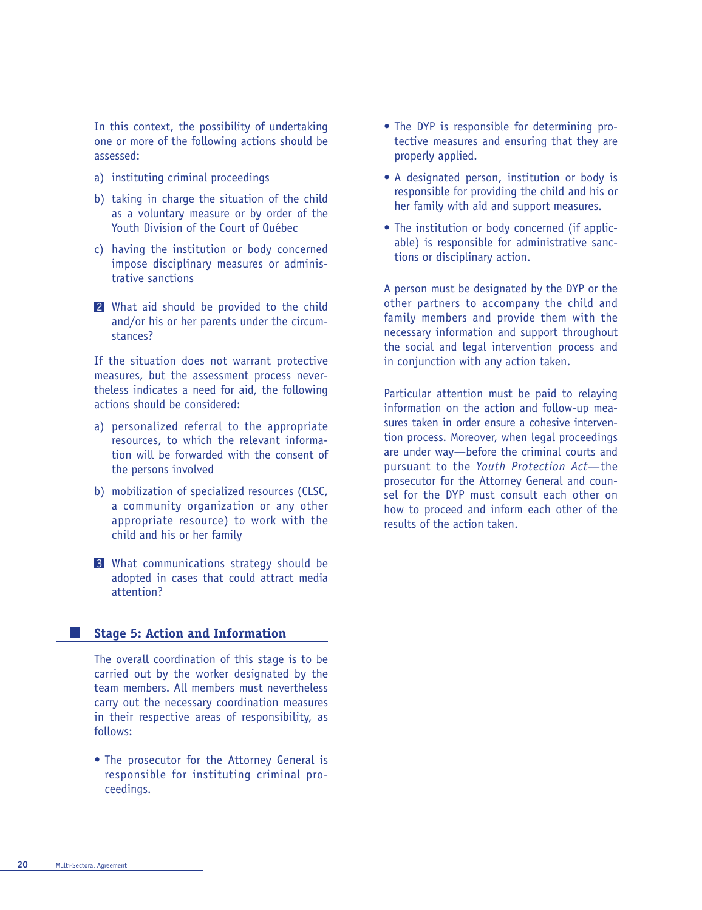In this context, the possibility of undertaking one or more of the following actions should be assessed:

a) instituting criminal proceedings

b) taking in charge the situation of the child as a voluntary measure or by order of the Youth Division of the Court of Québec

c) having the institution or body concerned impose disciplinary measures or administrative sanctions

**2** What aid should be provided to the child and/or his or her parents under the circumstances?

If the situation does not warrant protective measures, but the assessment process nevertheless indicates a need for aid, the following actions should be considered:

a) personalized referral to the appropriate resources, to which the relevant information will be forwarded with the consent of the persons involved

b) mobilization of specialized resources (CLSC, a community organization or any other appropriate resource) to work with the child and his or her family

**3** What communications strategy should be adopted in cases that could attract media attention?

## Stage 5: Action and Information

The overall coordination of this stage is to be carried out by the worker designated by the team members. All members must nevertheless carry out the necessary coordination measures in their respective areas of responsibility, as follows:

- The prosecutor for the Attorney General is responsible for instituting criminal proceedings.
- The DYP is responsible for determining protective measures and ensuring that they are properly applied.
- A designated person, institution or body is responsible for providing the child and his or her family with aid and support measures.
- The institution or body concerned (if applicable) is responsible for administrative sanctions or disciplinary action.

A person must be designated by the DYP or the other partners to accompany the child and family members and provide them with the necessary information and support throughout the social and legal intervention process and in conjunction with any action taken.

Particular attention must be paid to relaying information on the action and follow-up measures taken in order ensure a cohesive intervention process. Moreover, when legal proceedings are under way—before the criminal courts and pursuant to the *Youth Protection Act*—the prosecutor for the Attorney General and counsel for the DYP must consult each other on how to proceed and inform each other of the results of the action taken.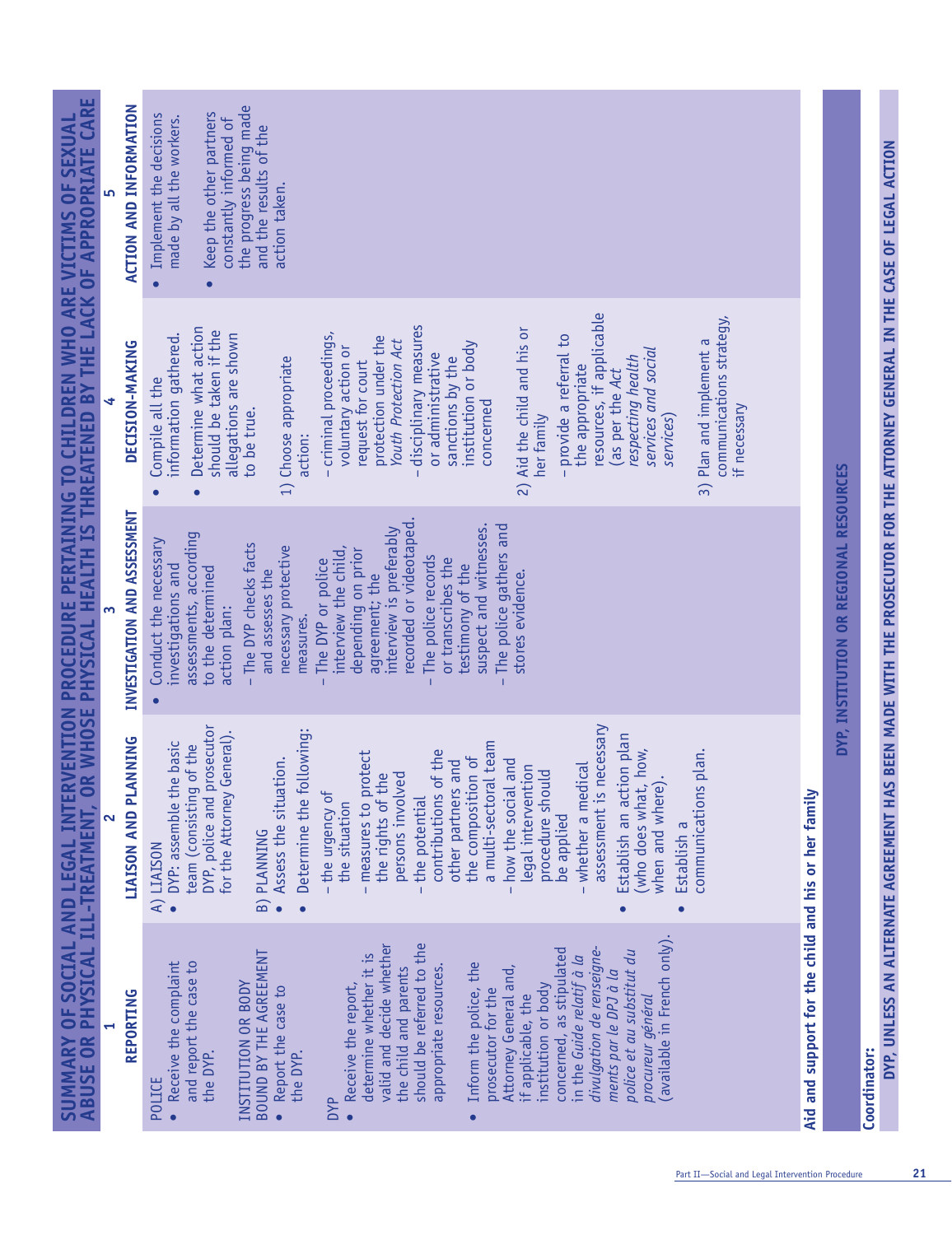# SUMMARY OF SOCIAL AND LEGAL INTERVENTION PROCEDURE PERTAINING TO CHILDREN WHO ARE VICTIMS OF SEXUAL ABUSE OR PHYSICAL ILL-TREATMENT, OR WHOSE PHYSICAL HEALTH IS THREATENED BY THE LACK OF APPROPRIATE CARE

| 1<br>REPORTING | 2<br>LIAISON AND PLANNING | 3<br>INVESTIGATION AND ASSESSMENT | 4<br>DECISION-MAKING | 5<br>ACTION AND INFORMATION |
|---|---|---|---|---|
| POLICE<br>• Receive the complaint and report the case to the DYP.<br><br>INSTITUTION OR BODY BOUND BY THE AGREEMENT<br>• Report the case to the DYP.<br><br>DYP<br>• Receive the report, determine whether it is valid and decide whether the child and parents should be referred to the appropriate resources.<br><br>• Inform the police, the prosecutor for the Attorney General and, if applicable, the institution or body concerned, as stipulated in the *Guide relatif à la divulgation de renseignements par le DPJ à la police et au substitut du procureur général* (available in French only). | A) LIAISON<br>• DYP: assemble the basic team (consisting of the DYP, police and prosecutor for the Attorney General).<br><br>B) PLANNING<br>• Assess the situation.<br>• Determine the following:<br>– the urgency of the situation<br>– measures to protect the rights of the persons involved<br>– the potential contributions of the other partners and the composition of a multi-sectoral team<br>– how the social and legal intervention procedure should be applied<br>– whether a medical assessment is necessary<br>• Establish an action plan (who does what, how, when and where).<br>• Establish a communications plan. | • Conduct the necessary investigations and assessments, according to the determined action plan:<br>– The DYP checks facts and assesses the necessary protective measures.<br>– The DYP or police interview the child, depending on prior agreement; the interview is preferably recorded or videotaped.<br>– The police records or transcribes the testimony of the suspect and witnesses.<br>– The police gathers and stores evidence. | • Compile all the information gathered.<br>• Determine what action should be taken if the allegations are shown to be true.<br><br>1) Choose appropriate action:<br>– criminal proceedings, voluntary action or request for court protection under the *Youth Protection Act*<br>– disciplinary measures or administrative sanctions by the institution or body concerned<br><br>2) Aid the child and his or her family<br>– provide a referral to the appropriate resources, if applicable (as per the *Act respecting health services and social services*)<br><br>3) Plan and implement a communications strategy, if necessary | • Implement the decisions made by all the workers.<br><br>• Keep the other partners constantly informed of the progress being made and the results of the action taken. |

**Aid and support for the child and his or her family**

**DYP, INSTITUTION OR REGIONAL RESOURCES**

**Coordinator:**

**DYP, UNLESS AN ALTERNATE AGREEMENT HAS BEEN MADE WITH THE PROSECUTOR FOR THE ATTORNEY GENERAL IN THE CASE OF LEGAL ACTION**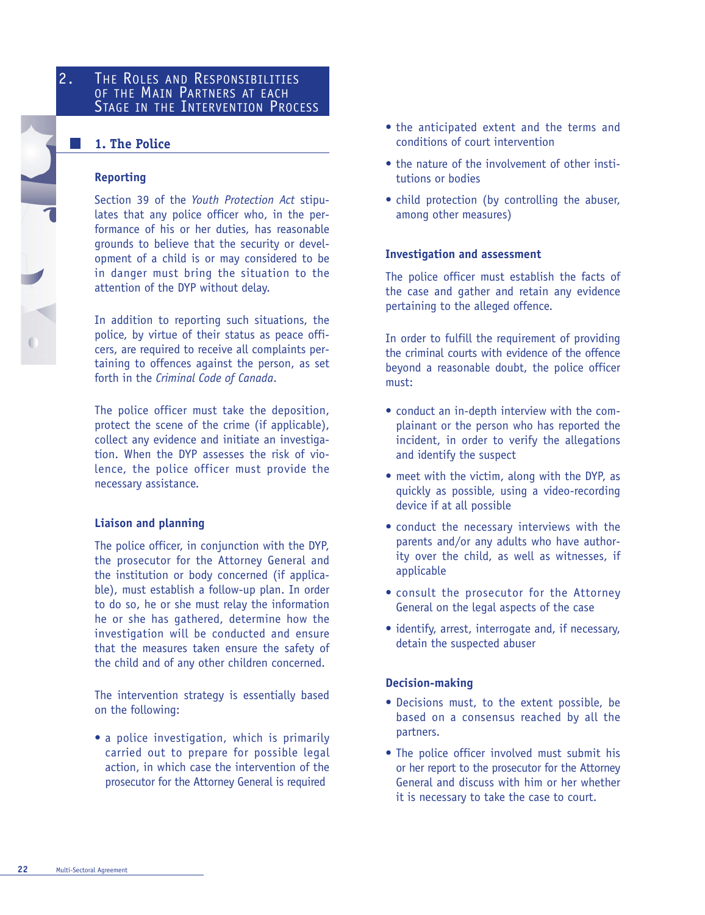# 2. The Roles and Responsibilities of the Main Partners at each Stage in the Intervention Process

## 1. The Police

### Reporting

Section 39 of the *Youth Protection Act* stipulates that any police officer who, in the performance of his or her duties, has reasonable grounds to believe that the security or development of a child is or may considered to be in danger must bring the situation to the attention of the DYP without delay.

In addition to reporting such situations, the police, by virtue of their status as peace officers, are required to receive all complaints pertaining to offences against the person, as set forth in the *Criminal Code of Canada*.

The police officer must take the deposition, protect the scene of the crime (if applicable), collect any evidence and initiate an investigation. When the DYP assesses the risk of violence, the police officer must provide the necessary assistance.

### Liaison and planning

The police officer, in conjunction with the DYP, the prosecutor for the Attorney General and the institution or body concerned (if applicable), must establish a follow-up plan. In order to do so, he or she must relay the information he or she has gathered, determine how the investigation will be conducted and ensure that the measures taken ensure the safety of the child and of any other children concerned.

The intervention strategy is essentially based on the following:

- a police investigation, which is primarily carried out to prepare for possible legal action, in which case the intervention of the prosecutor for the Attorney General is required
- the anticipated extent and the terms and conditions of court intervention
- the nature of the involvement of other institutions or bodies
- child protection (by controlling the abuser, among other measures)

### Investigation and assessment

The police officer must establish the facts of the case and gather and retain any evidence pertaining to the alleged offence.

In order to fulfill the requirement of providing the criminal courts with evidence of the offence beyond a reasonable doubt, the police officer must:

- conduct an in-depth interview with the complainant or the person who has reported the incident, in order to verify the allegations and identify the suspect
- meet with the victim, along with the DYP, as quickly as possible, using a video-recording device if at all possible
- conduct the necessary interviews with the parents and/or any adults who have authority over the child, as well as witnesses, if applicable
- consult the prosecutor for the Attorney General on the legal aspects of the case
- identify, arrest, interrogate and, if necessary, detain the suspected abuser

### Decision-making

- Decisions must, to the extent possible, be based on a consensus reached by all the partners.
- The police officer involved must submit his or her report to the prosecutor for the Attorney General and discuss with him or her whether it is necessary to take the case to court.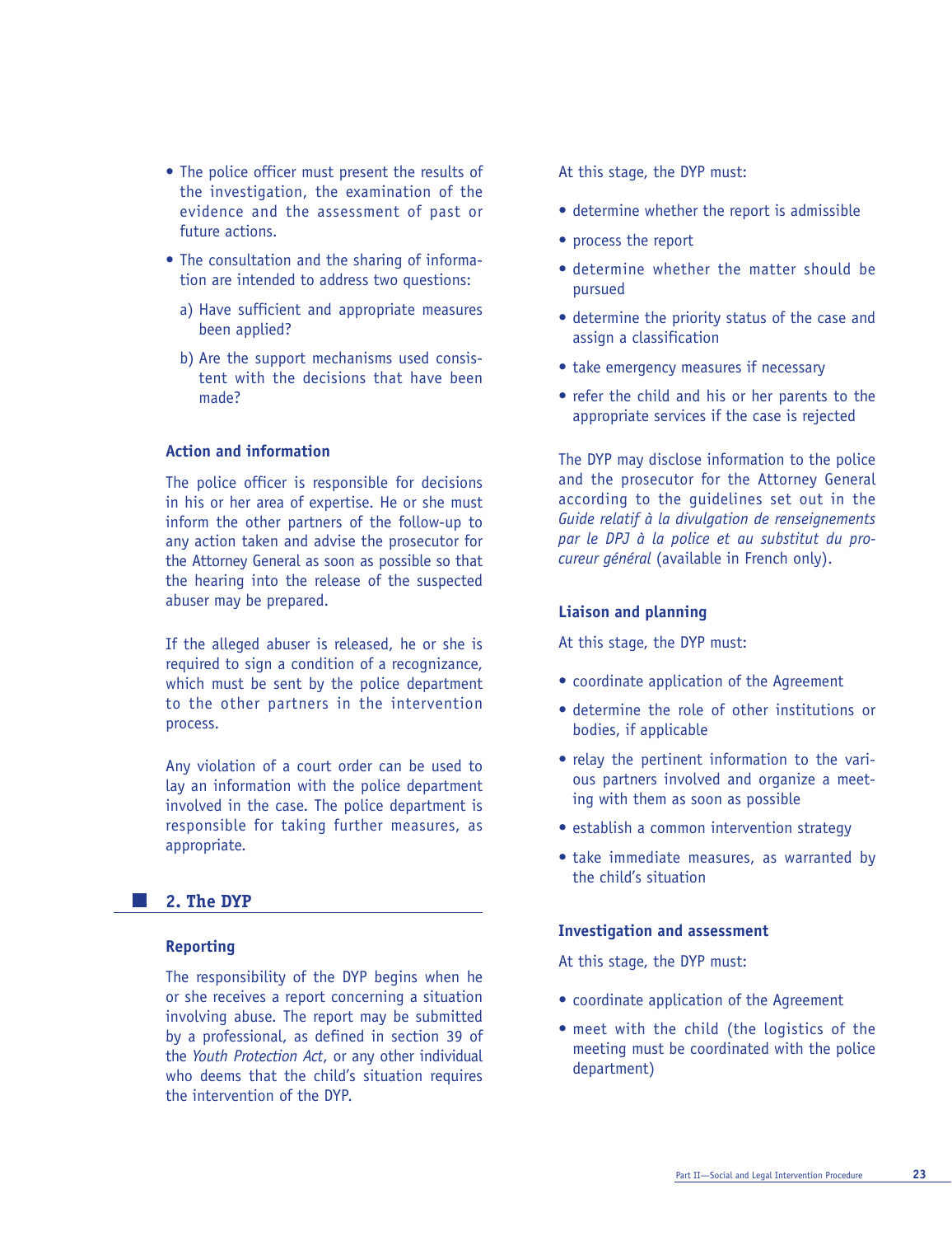- The police officer must present the results of the investigation, the examination of the evidence and the assessment of past or future actions.
- The consultation and the sharing of information are intended to address two questions:
  - a) Have sufficient and appropriate measures been applied?
  - b) Are the support mechanisms used consistent with the decisions that have been made?

### Action and information

The police officer is responsible for decisions in his or her area of expertise. He or she must inform the other partners of the follow-up to any action taken and advise the prosecutor for the Attorney General as soon as possible so that the hearing into the release of the suspected abuser may be prepared.

If the alleged abuser is released, he or she is required to sign a condition of a recognizance, which must be sent by the police department to the other partners in the intervention process.

Any violation of a court order can be used to lay an information with the police department involved in the case. The police department is responsible for taking further measures, as appropriate.

## 2. The DYP

### Reporting

The responsibility of the DYP begins when he or she receives a report concerning a situation involving abuse. The report may be submitted by a professional, as defined in section 39 of the *Youth Protection Act*, or any other individual who deems that the child's situation requires the intervention of the DYP.

At this stage, the DYP must:

- determine whether the report is admissible
- process the report
- determine whether the matter should be pursued
- determine the priority status of the case and assign a classification
- take emergency measures if necessary
- refer the child and his or her parents to the appropriate services if the case is rejected

The DYP may disclose information to the police and the prosecutor for the Attorney General according to the guidelines set out in the *Guide relatif à la divulgation de renseignements par le DPJ à la police et au substitut du procureur général* (available in French only).

### Liaison and planning

At this stage, the DYP must:

- coordinate application of the Agreement
- determine the role of other institutions or bodies, if applicable
- relay the pertinent information to the various partners involved and organize a meeting with them as soon as possible
- establish a common intervention strategy
- take immediate measures, as warranted by the child's situation

### Investigation and assessment

At this stage, the DYP must:

- coordinate application of the Agreement
- meet with the child (the logistics of the meeting must be coordinated with the police department)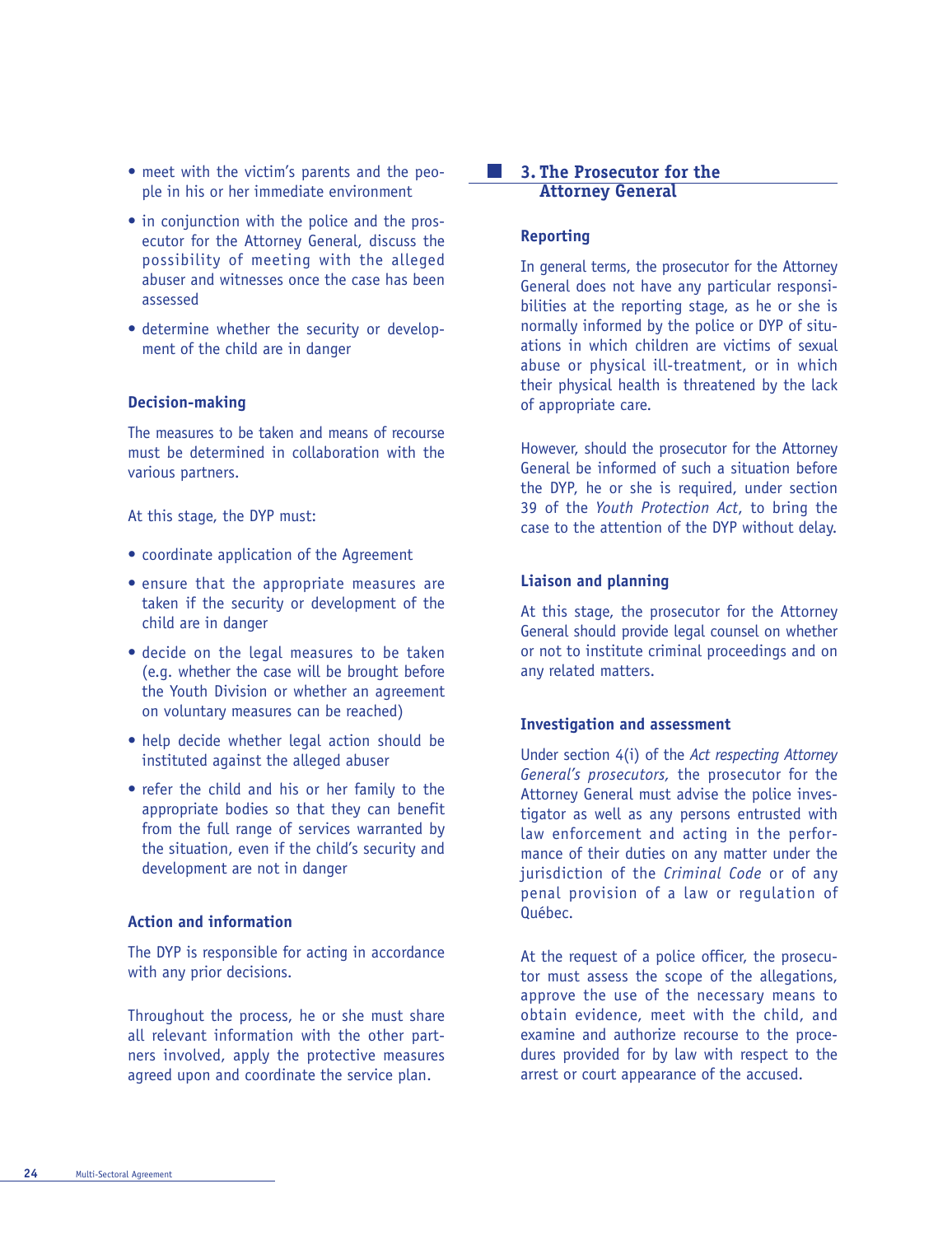- meet with the victim's parents and the people in his or her immediate environment
- in conjunction with the police and the prosecutor for the Attorney General, discuss the possibility of meeting with the alleged abuser and witnesses once the case has been assessed
- determine whether the security or development of the child are in danger

### Decision-making

The measures to be taken and means of recourse must be determined in collaboration with the various partners.

At this stage, the DYP must:

- coordinate application of the Agreement
- ensure that the appropriate measures are taken if the security or development of the child are in danger
- decide on the legal measures to be taken (e.g. whether the case will be brought before the Youth Division or whether an agreement on voluntary measures can be reached)
- help decide whether legal action should be instituted against the alleged abuser
- refer the child and his or her family to the appropriate bodies so that they can benefit from the full range of services warranted by the situation, even if the child's security and development are not in danger

### Action and information

The DYP is responsible for acting in accordance with any prior decisions.

Throughout the process, he or she must share all relevant information with the other partners involved, apply the protective measures agreed upon and coordinate the service plan.

## 3. The Prosecutor for the Attorney General

### Reporting

In general terms, the prosecutor for the Attorney General does not have any particular responsibilities at the reporting stage, as he or she is normally informed by the police or DYP of situations in which children are victims of sexual abuse or physical ill-treatment, or in which their physical health is threatened by the lack of appropriate care.

However, should the prosecutor for the Attorney General be informed of such a situation before the DYP, he or she is required, under section 39 of the *Youth Protection Act*, to bring the case to the attention of the DYP without delay.

### Liaison and planning

At this stage, the prosecutor for the Attorney General should provide legal counsel on whether or not to institute criminal proceedings and on any related matters.

### Investigation and assessment

Under section 4(i) of the *Act respecting Attorney General's prosecutors*, the prosecutor for the Attorney General must advise the police investigator as well as any persons entrusted with law enforcement and acting in the performance of their duties on any matter under the jurisdiction of the *Criminal Code* or of any penal provision of a law or regulation of Québec.

At the request of a police officer, the prosecutor must assess the scope of the allegations, approve the use of the necessary means to obtain evidence, meet with the child, and examine and authorize recourse to the procedures provided for by law with respect to the arrest or court appearance of the accused.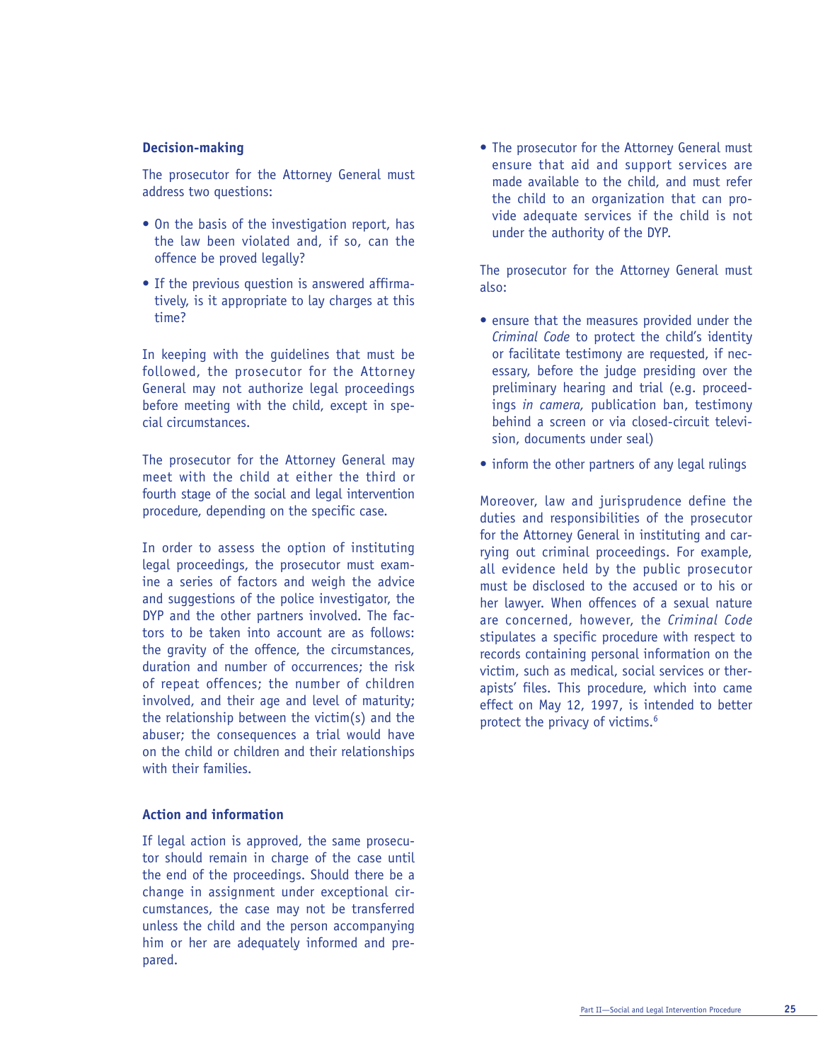### Decision-making

The prosecutor for the Attorney General must address two questions:

- On the basis of the investigation report, has the law been violated and, if so, can the offence be proved legally?
- If the previous question is answered affirmatively, is it appropriate to lay charges at this time?

In keeping with the guidelines that must be followed, the prosecutor for the Attorney General may not authorize legal proceedings before meeting with the child, except in special circumstances.

The prosecutor for the Attorney General may meet with the child at either the third or fourth stage of the social and legal intervention procedure, depending on the specific case.

In order to assess the option of instituting legal proceedings, the prosecutor must examine a series of factors and weigh the advice and suggestions of the police investigator, the DYP and the other partners involved. The factors to be taken into account are as follows: the gravity of the offence, the circumstances, duration and number of occurrences; the risk of repeat offences; the number of children involved, and their age and level of maturity; the relationship between the victim(s) and the abuser; the consequences a trial would have on the child or children and their relationships with their families.

### Action and information

If legal action is approved, the same prosecutor should remain in charge of the case until the end of the proceedings. Should there be a change in assignment under exceptional circumstances, the case may not be transferred unless the child and the person accompanying him or her are adequately informed and prepared.

- The prosecutor for the Attorney General must ensure that aid and support services are made available to the child, and must refer the child to an organization that can provide adequate services if the child is not under the authority of the DYP.

The prosecutor for the Attorney General must also:

- ensure that the measures provided under the *Criminal Code* to protect the child's identity or facilitate testimony are requested, if necessary, before the judge presiding over the preliminary hearing and trial (e.g. proceedings *in camera,* publication ban, testimony behind a screen or via closed-circuit television, documents under seal)
- inform the other partners of any legal rulings

Moreover, law and jurisprudence define the duties and responsibilities of the prosecutor for the Attorney General in instituting and carrying out criminal proceedings. For example, all evidence held by the public prosecutor must be disclosed to the accused or to his or her lawyer. When offences of a sexual nature are concerned, however, the *Criminal Code* stipulates a specific procedure with respect to records containing personal information on the victim, such as medical, social services or therapists' files. This procedure, which into came effect on May 12, 1997, is intended to better protect the privacy of victims.[6]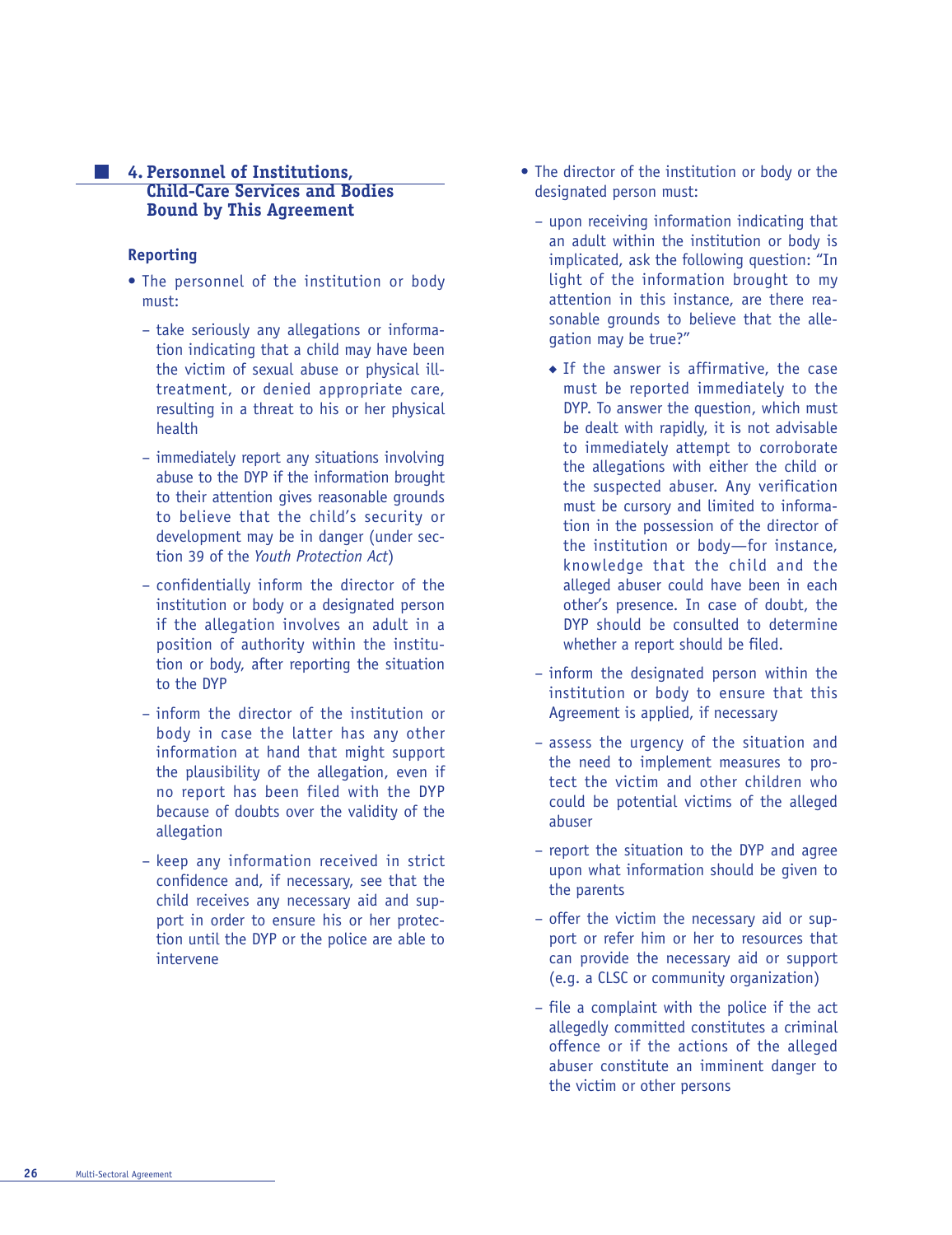## 4. Personnel of Institutions, Child-Care Services and Bodies Bound by This Agreement

### Reporting

- The personnel of the institution or body must:
  - take seriously any allegations or information indicating that a child may have been the victim of sexual abuse or physical ill-treatment, or denied appropriate care, resulting in a threat to his or her physical health
  - immediately report any situations involving abuse to the DYP if the information brought to their attention gives reasonable grounds to believe that the child's security or development may be in danger (under section 39 of the *Youth Protection Act*)
  - confidentially inform the director of the institution or body or a designated person if the allegation involves an adult in a position of authority within the institution or body, after reporting the situation to the DYP
  - inform the director of the institution or body in case the latter has any other information at hand that might support the plausibility of the allegation, even if no report has been filed with the DYP because of doubts over the validity of the allegation
  - keep any information received in strict confidence and, if necessary, see that the child receives any necessary aid and support in order to ensure his or her protection until the DYP or the police are able to intervene

- The director of the institution or body or the designated person must:
  - upon receiving information indicating that an adult within the institution or body is implicated, ask the following question: "In light of the information brought to my attention in this instance, are there reasonable grounds to believe that the allegation may be true?"
    - If the answer is affirmative, the case must be reported immediately to the DYP. To answer the question, which must be dealt with rapidly, it is not advisable to immediately attempt to corroborate the allegations with either the child or the suspected abuser. Any verification must be cursory and limited to information in the possession of the director of the institution or body—for instance, knowledge that the child and the alleged abuser could have been in each other's presence. In case of doubt, the DYP should be consulted to determine whether a report should be filed.
  - inform the designated person within the institution or body to ensure that this Agreement is applied, if necessary
  - assess the urgency of the situation and the need to implement measures to protect the victim and other children who could be potential victims of the alleged abuser
  - report the situation to the DYP and agree upon what information should be given to the parents
  - offer the victim the necessary aid or support or refer him or her to resources that can provide the necessary aid or support (e.g. a CLSC or community organization)
  - file a complaint with the police if the act allegedly committed constitutes a criminal offence or if the actions of the alleged abuser constitute an imminent danger to the victim or other persons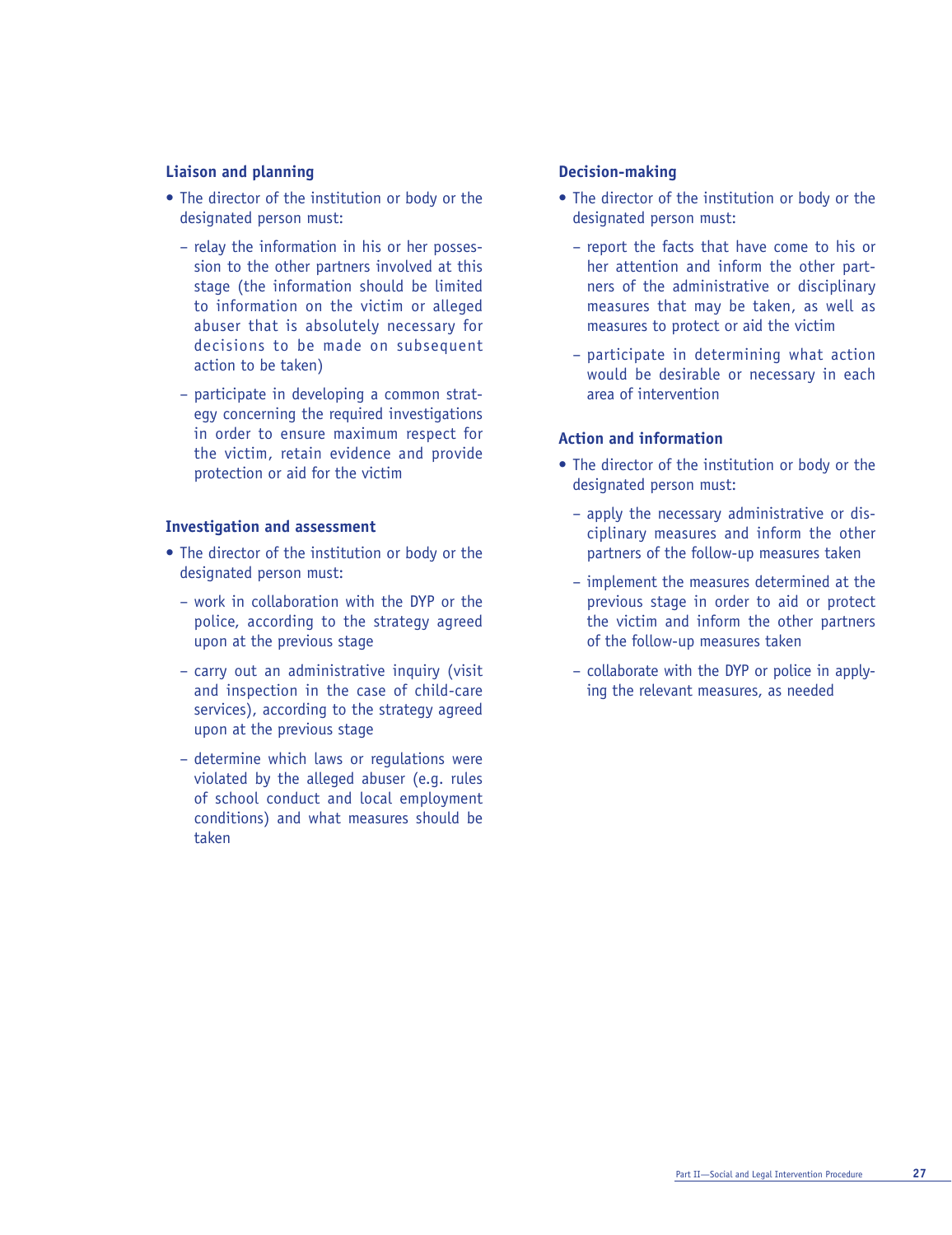### Liaison and planning

- The director of the institution or body or the designated person must:
  - relay the information in his or her possession to the other partners involved at this stage (the information should be limited to information on the victim or alleged abuser that is absolutely necessary for decisions to be made on subsequent action to be taken)
  - participate in developing a common strategy concerning the required investigations in order to ensure maximum respect for the victim, retain evidence and provide protection or aid for the victim

### Investigation and assessment

- The director of the institution or body or the designated person must:
  - work in collaboration with the DYP or the police, according to the strategy agreed upon at the previous stage
  - carry out an administrative inquiry (visit and inspection in the case of child-care services), according to the strategy agreed upon at the previous stage
  - determine which laws or regulations were violated by the alleged abuser (e.g. rules of school conduct and local employment conditions) and what measures should be taken

### Decision-making

- The director of the institution or body or the designated person must:
  - report the facts that have come to his or her attention and inform the other partners of the administrative or disciplinary measures that may be taken, as well as measures to protect or aid the victim
  - participate in determining what action would be desirable or necessary in each area of intervention

### Action and information

- The director of the institution or body or the designated person must:
  - apply the necessary administrative or disciplinary measures and inform the other partners of the follow-up measures taken
  - implement the measures determined at the previous stage in order to aid or protect the victim and inform the other partners of the follow-up measures taken
  - collaborate with the DYP or police in applying the relevant measures, as needed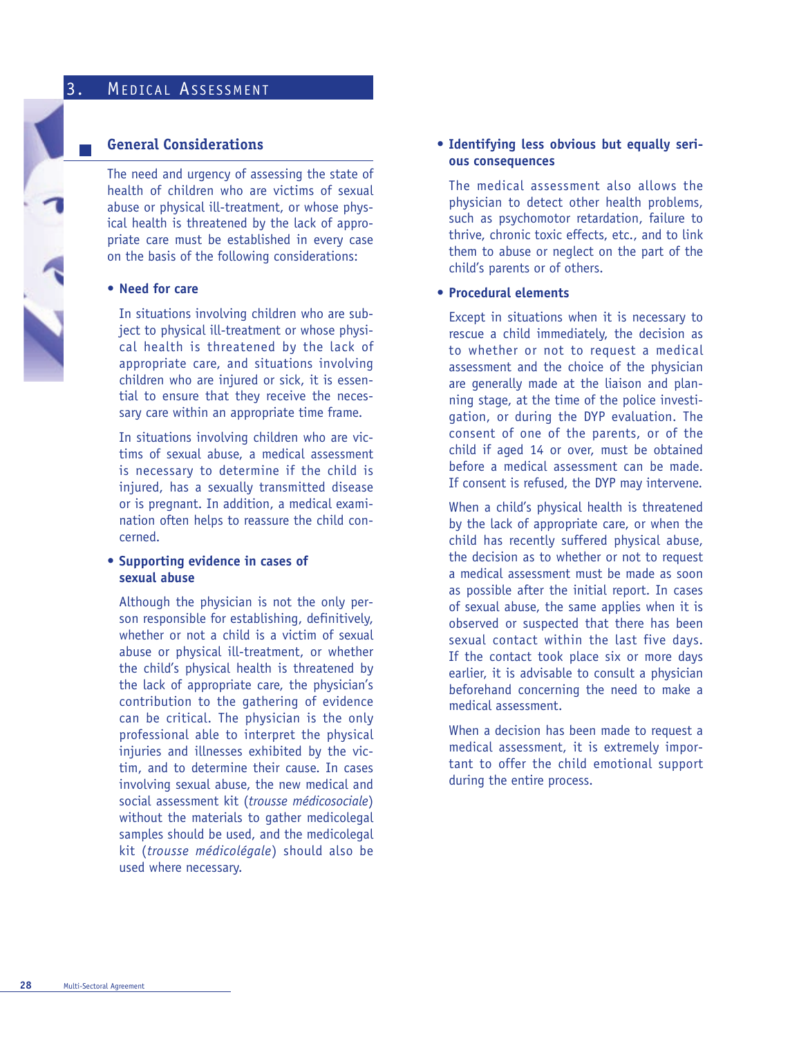# 3. Medical Assessment

## General Considerations

The need and urgency of assessing the state of health of children who are victims of sexual abuse or physical ill-treatment, or whose physical health is threatened by the lack of appropriate care must be established in every case on the basis of the following considerations:

- **Need for care**

  In situations involving children who are subject to physical ill-treatment or whose physical health is threatened by the lack of appropriate care, and situations involving children who are injured or sick, it is essential to ensure that they receive the necessary care within an appropriate time frame.

  In situations involving children who are victims of sexual abuse, a medical assessment is necessary to determine if the child is injured, has a sexually transmitted disease or is pregnant. In addition, a medical examination often helps to reassure the child concerned.

- **Supporting evidence in cases of sexual abuse**

  Although the physician is not the only person responsible for establishing, definitively, whether or not a child is a victim of sexual abuse or physical ill-treatment, or whether the child's physical health is threatened by the lack of appropriate care, the physician's contribution to the gathering of evidence can be critical. The physician is the only professional able to interpret the physical injuries and illnesses exhibited by the victim, and to determine their cause. In cases involving sexual abuse, the new medical and social assessment kit (*trousse médicosociale*) without the materials to gather medicolegal samples should be used, and the medicolegal kit (*trousse médicolégale*) should also be used where necessary.

- **Identifying less obvious but equally serious consequences**

  The medical assessment also allows the physician to detect other health problems, such as psychomotor retardation, failure to thrive, chronic toxic effects, etc., and to link them to abuse or neglect on the part of the child's parents or of others.

- **Procedural elements**

  Except in situations when it is necessary to rescue a child immediately, the decision as to whether or not to request a medical assessment and the choice of the physician are generally made at the liaison and planning stage, at the time of the police investigation, or during the DYP evaluation. The consent of one of the parents, or of the child if aged 14 or over, must be obtained before a medical assessment can be made. If consent is refused, the DYP may intervene.

  When a child's physical health is threatened by the lack of appropriate care, or when the child has recently suffered physical abuse, the decision as to whether or not to request a medical assessment must be made as soon as possible after the initial report. In cases of sexual abuse, the same applies when it is observed or suspected that there has been sexual contact within the last five days. If the contact took place six or more days earlier, it is advisable to consult a physician beforehand concerning the need to make a medical assessment.

  When a decision has been made to request a medical assessment, it is extremely important to offer the child emotional support during the entire process.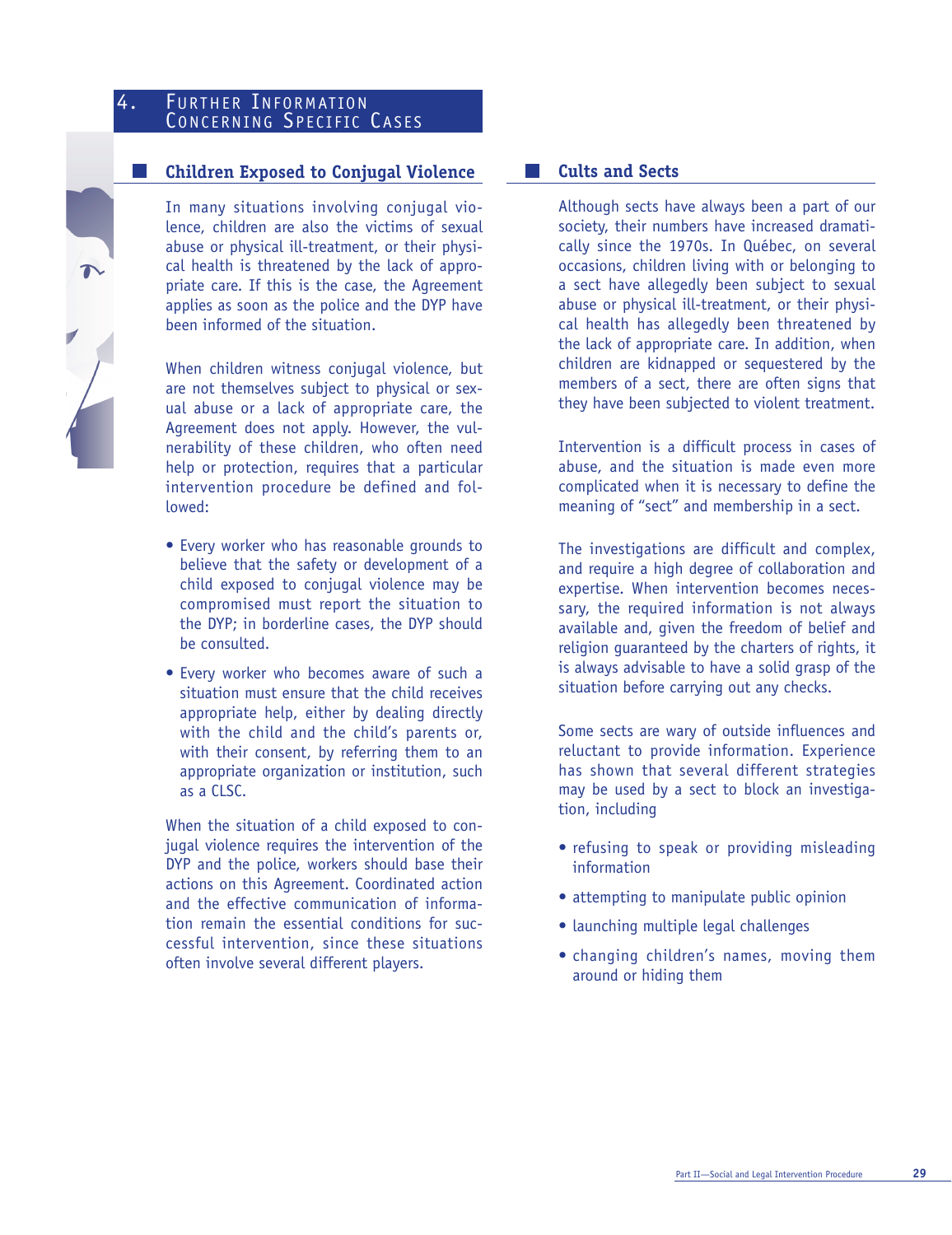# 4. Further Information Concerning Specific Cases

## Children Exposed to Conjugal Violence

In many situations involving conjugal violence, children are also the victims of sexual abuse or physical ill-treatment, or their physical health is threatened by the lack of appropriate care. If this is the case, the Agreement applies as soon as the police and the DYP have been informed of the situation.

When children witness conjugal violence, but are not themselves subject to physical or sexual abuse or a lack of appropriate care, the Agreement does not apply. However, the vulnerability of these children, who often need help or protection, requires that a particular intervention procedure be defined and followed:

- Every worker who has reasonable grounds to believe that the safety or development of a child exposed to conjugal violence may be compromised must report the situation to the DYP; in borderline cases, the DYP should be consulted.
- Every worker who becomes aware of such a situation must ensure that the child receives appropriate help, either by dealing directly with the child and the child's parents or, with their consent, by referring them to an appropriate organization or institution, such as a CLSC.

When the situation of a child exposed to conjugal violence requires the intervention of the DYP and the police, workers should base their actions on this Agreement. Coordinated action and the effective communication of information remain the essential conditions for successful intervention, since these situations often involve several different players.

## Cults and Sects

Although sects have always been a part of our society, their numbers have increased dramatically since the 1970s. In Québec, on several occasions, children living with or belonging to a sect have allegedly been subject to sexual abuse or physical ill-treatment, or their physical health has allegedly been threatened by the lack of appropriate care. In addition, when children are kidnapped or sequestered by the members of a sect, there are often signs that they have been subjected to violent treatment.

Intervention is a difficult process in cases of abuse, and the situation is made even more complicated when it is necessary to define the meaning of "sect" and membership in a sect.

The investigations are difficult and complex, and require a high degree of collaboration and expertise. When intervention becomes necessary, the required information is not always available and, given the freedom of belief and religion guaranteed by the charters of rights, it is always advisable to have a solid grasp of the situation before carrying out any checks.

Some sects are wary of outside influences and reluctant to provide information. Experience has shown that several different strategies may be used by a sect to block an investigation, including

- refusing to speak or providing misleading information
- attempting to manipulate public opinion
- launching multiple legal challenges
- changing children's names, moving them around or hiding them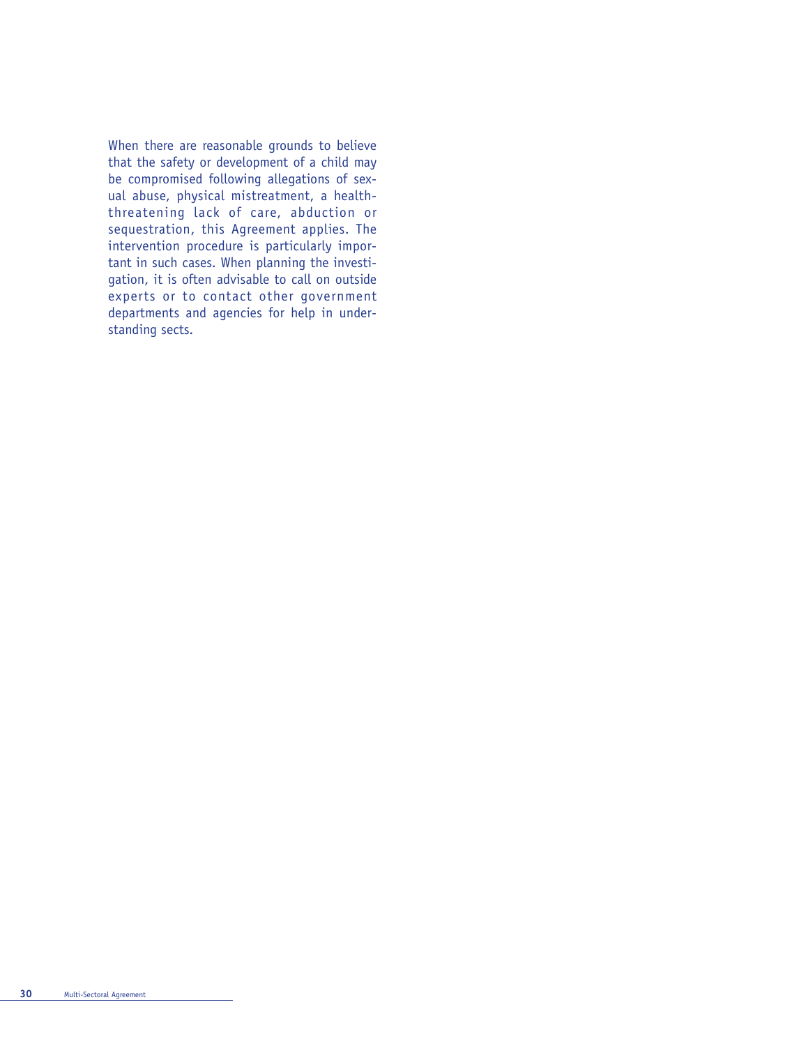When there are reasonable grounds to believe that the safety or development of a child may be compromised following allegations of sexual abuse, physical mistreatment, a health-threatening lack of care, abduction or sequestration, this Agreement applies. The intervention procedure is particularly important in such cases. When planning the investigation, it is often advisable to call on outside experts or to contact other government departments and agencies for help in understanding sects.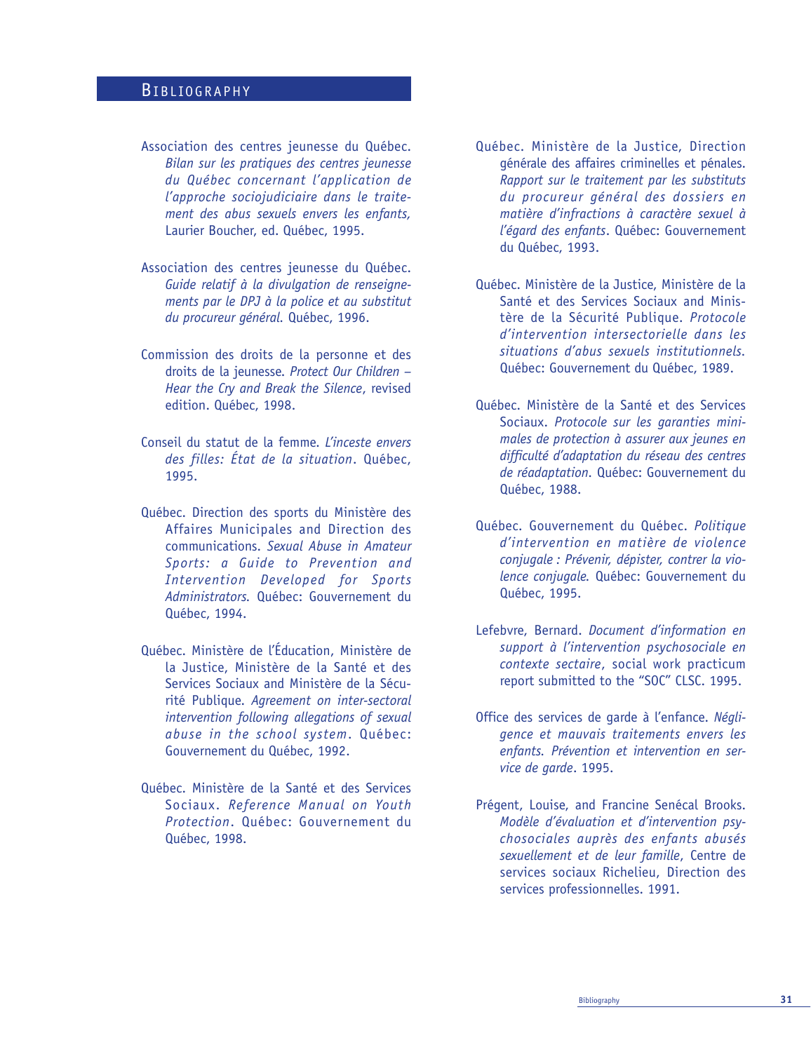# BIBLIOGRAPHY

Association des centres jeunesse du Québec. *Bilan sur les pratiques des centres jeunesse du Québec concernant l'application de l'approche sociojudiciaire dans le traitement des abus sexuels envers les enfants,* Laurier Boucher, ed. Québec, 1995.

Association des centres jeunesse du Québec. *Guide relatif à la divulgation de renseignements par le DPJ à la police et au substitut du procureur général.* Québec, 1996.

Commission des droits de la personne et des droits de la jeunesse. *Protect Our Children – Hear the Cry and Break the Silence*, revised edition. Québec, 1998.

Conseil du statut de la femme. *L'inceste envers des filles: État de la situation*. Québec, 1995.

Québec. Direction des sports du Ministère des Affaires Municipales and Direction des communications. *Sexual Abuse in Amateur Sports: a Guide to Prevention and Intervention Developed for Sports Administrators*. Québec: Gouvernement du Québec, 1994.

Québec. Ministère de l'Éducation, Ministère de la Justice, Ministère de la Santé et des Services Sociaux and Ministère de la Sécurité Publique. *Agreement on inter-sectoral intervention following allegations of sexual abuse in the school system*. Québec: Gouvernement du Québec, 1992.

Québec. Ministère de la Santé et des Services Sociaux. *Reference Manual on Youth Protection*. Québec: Gouvernement du Québec, 1998.

Québec. Ministère de la Justice, Direction générale des affaires criminelles et pénales. *Rapport sur le traitement par les substituts du procureur général des dossiers en matière d'infractions à caractère sexuel à l'égard des enfants*. Québec: Gouvernement du Québec, 1993.

Québec. Ministère de la Justice, Ministère de la Santé et des Services Sociaux and Ministère de la Sécurité Publique. *Protocole d'intervention intersectorielle dans les situations d'abus sexuels institutionnels.* Québec: Gouvernement du Québec, 1989.

Québec. Ministère de la Santé et des Services Sociaux. *Protocole sur les garanties minimales de protection à assurer aux jeunes en difficulté d'adaptation du réseau des centres de réadaptation*. Québec: Gouvernement du Québec, 1988.

Québec. Gouvernement du Québec. *Politique d'intervention en matière de violence conjugale : Prévenir, dépister, contrer la violence conjugale.* Québec: Gouvernement du Québec, 1995.

Lefebvre, Bernard. *Document d'information en support à l'intervention psychosociale en contexte sectaire*, social work practicum report submitted to the "SOC" CLSC. 1995.

Office des services de garde à l'enfance. *Négligence et mauvais traitements envers les enfants. Prévention et intervention en service de garde*. 1995.

Prégent, Louise, and Francine Senécal Brooks. *Modèle d'évaluation et d'intervention psychosociales auprès des enfants abusés sexuellement et de leur famille*, Centre de services sociaux Richelieu, Direction des services professionnelles. 1991.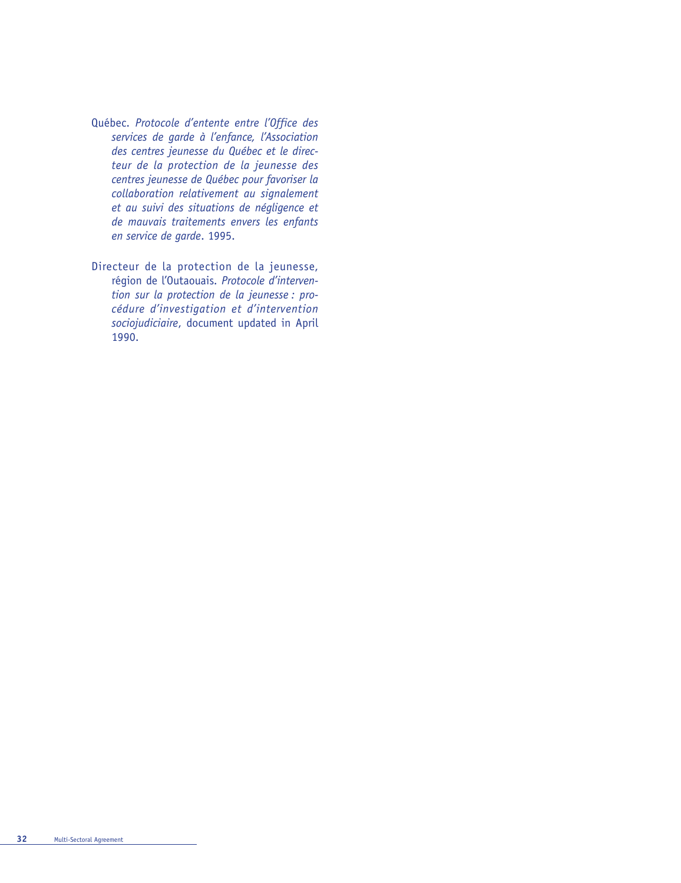Québec. *Protocole d'entente entre l'Office des services de garde à l'enfance, l'Association des centres jeunesse du Québec et le directeur de la protection de la jeunesse des centres jeunesse de Québec pour favoriser la collaboration relativement au signalement et au suivi des situations de négligence et de mauvais traitements envers les enfants en service de garde*. 1995.

Directeur de la protection de la jeunesse, région de l'Outaouais. *Protocole d'intervention sur la protection de la jeunesse : procédure d'investigation et d'intervention sociojudiciaire*, document updated in April 1990.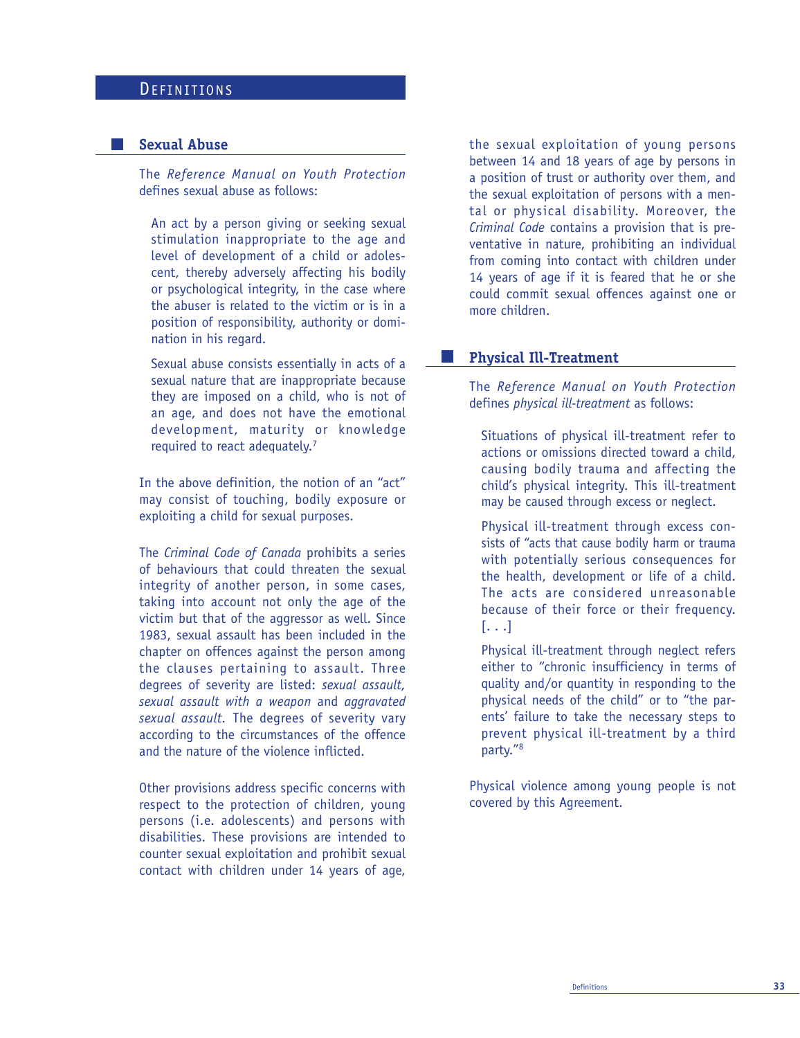# DEFINITIONS

## Sexual Abuse

The *Reference Manual on Youth Protection* defines sexual abuse as follows:

> An act by a person giving or seeking sexual stimulation inappropriate to the age and level of development of a child or adolescent, thereby adversely affecting his bodily or psychological integrity, in the case where the abuser is related to the victim or is in a position of responsibility, authority or domination in his regard.
>
> Sexual abuse consists essentially in acts of a sexual nature that are inappropriate because they are imposed on a child, who is not of an age, and does not have the emotional development, maturity or knowledge required to react adequately.[7]

In the above definition, the notion of an "act" may consist of touching, bodily exposure or exploiting a child for sexual purposes.

The *Criminal Code of Canada* prohibits a series of behaviours that could threaten the sexual integrity of another person, in some cases, taking into account not only the age of the victim but that of the aggressor as well. Since 1983, sexual assault has been included in the chapter on offences against the person among the clauses pertaining to assault. Three degrees of severity are listed: *sexual assault, sexual assault with a weapon* and *aggravated sexual assault*. The degrees of severity vary according to the circumstances of the offence and the nature of the violence inflicted.

Other provisions address specific concerns with respect to the protection of children, young persons (i.e. adolescents) and persons with disabilities. These provisions are intended to counter sexual exploitation and prohibit sexual contact with children under 14 years of age, the sexual exploitation of young persons between 14 and 18 years of age by persons in a position of trust or authority over them, and the sexual exploitation of persons with a mental or physical disability. Moreover, the *Criminal Code* contains a provision that is preventative in nature, prohibiting an individual from coming into contact with children under 14 years of age if it is feared that he or she could commit sexual offences against one or more children.

## Physical Ill-Treatment

The *Reference Manual on Youth Protection* defines *physical ill-treatment* as follows:

> Situations of physical ill-treatment refer to actions or omissions directed toward a child, causing bodily trauma and affecting the child's physical integrity. This ill-treatment may be caused through excess or neglect.
>
> Physical ill-treatment through excess consists of "acts that cause bodily harm or trauma with potentially serious consequences for the health, development or life of a child. The acts are considered unreasonable because of their force or their frequency. [. . .]
>
> Physical ill-treatment through neglect refers either to "chronic insufficiency in terms of quality and/or quantity in responding to the physical needs of the child" or to "the parents' failure to take the necessary steps to prevent physical ill-treatment by a third party."[8]

Physical violence among young people is not covered by this Agreement.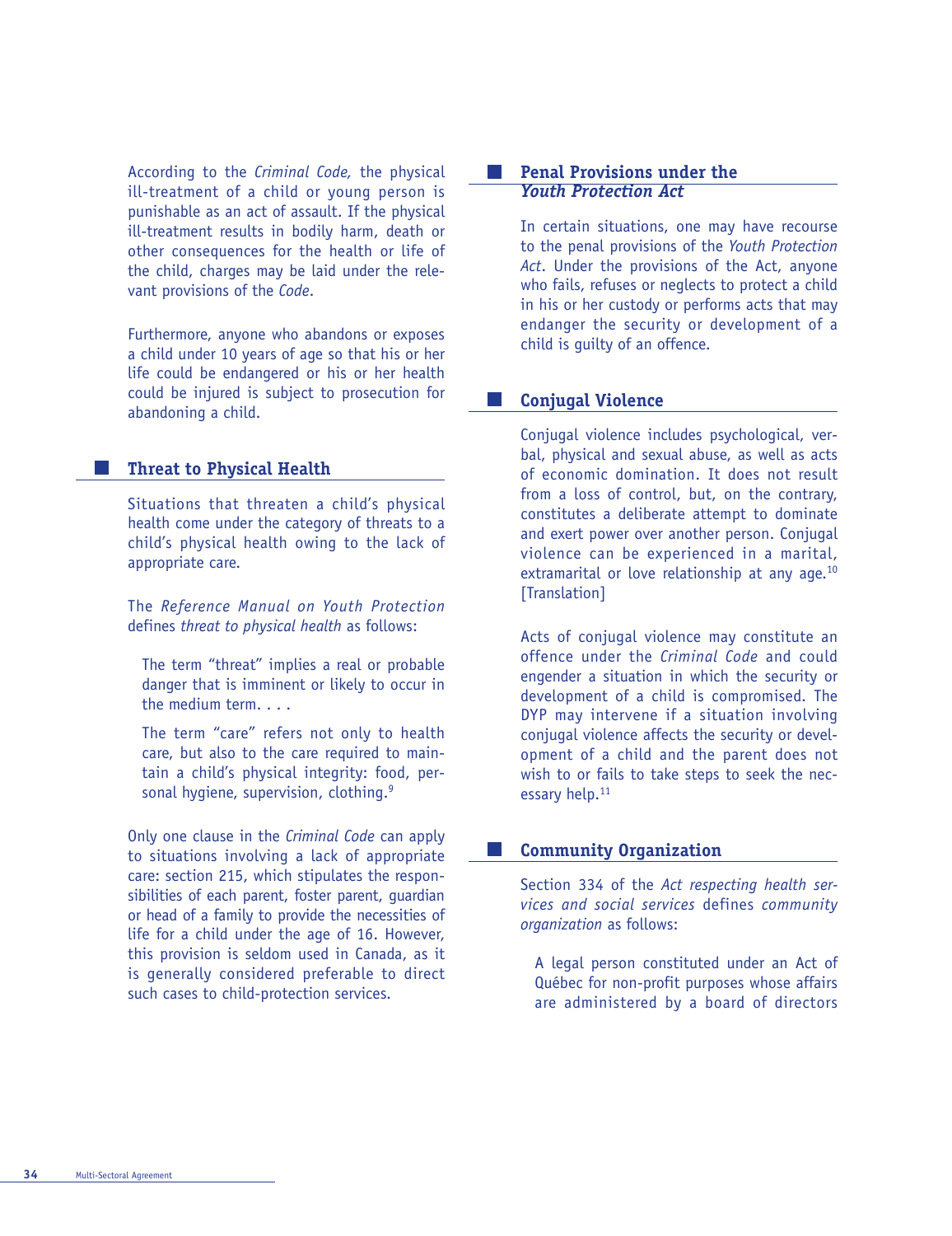According to the *Criminal Code,* the physical ill-treatment of a child or young person is punishable as an act of assault. If the physical ill-treatment results in bodily harm, death or other consequences for the health or life of the child, charges may be laid under the relevant provisions of the *Code*.

Furthermore, anyone who abandons or exposes a child under 10 years of age so that his or her life could be endangered or his or her health could be injured is subject to prosecution for abandoning a child.

## Threat to Physical Health

Situations that threaten a child's physical health come under the category of threats to a child's physical health owing to the lack of appropriate care.

The *Reference Manual on Youth Protection* defines *threat to physical health* as follows:

> The term "threat" implies a real or probable danger that is imminent or likely to occur in the medium term. . . .
>
> The term "care" refers not only to health care, but also to the care required to maintain a child's physical integrity: food, personal hygiene, supervision, clothing.[9]

Only one clause in the *Criminal Code* can apply to situations involving a lack of appropriate care: section 215, which stipulates the responsibilities of each parent, foster parent, guardian or head of a family to provide the necessities of life for a child under the age of 16. However, this provision is seldom used in Canada, as it is generally considered preferable to direct such cases to child-protection services.

## Penal Provisions under the *Youth Protection Act*

In certain situations, one may have recourse to the penal provisions of the *Youth Protection Act*. Under the provisions of the Act, anyone who fails, refuses or neglects to protect a child in his or her custody or performs acts that may endanger the security or development of a child is guilty of an offence.

## Conjugal Violence

Conjugal violence includes psychological, verbal, physical and sexual abuse, as well as acts of economic domination. It does not result from a loss of control, but, on the contrary, constitutes a deliberate attempt to dominate and exert power over another person. Conjugal violence can be experienced in a marital, extramarital or love relationship at any age.[10] [Translation]

Acts of conjugal violence may constitute an offence under the *Criminal Code* and could engender a situation in which the security or development of a child is compromised. The DYP may intervene if a situation involving conjugal violence affects the security or development of a child and the parent does not wish to or fails to take steps to seek the necessary help.[11]

## Community Organization

Section 334 of the *Act respecting health services and social services* defines *community organization* as follows:

> A legal person constituted under an Act of Québec for non-profit purposes whose affairs are administered by a board of directors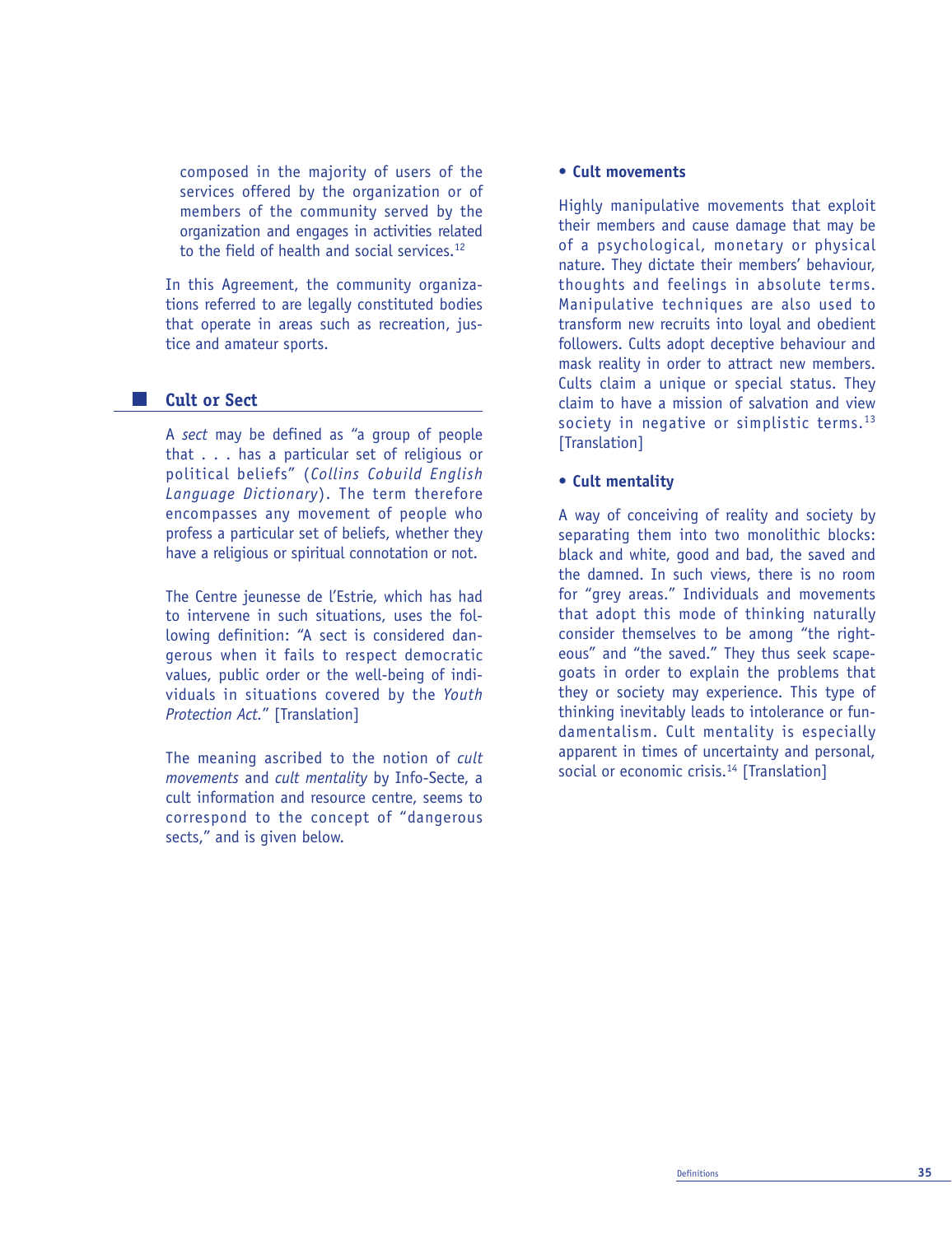composed in the majority of users of the services offered by the organization or of members of the community served by the organization and engages in activities related to the field of health and social services.[12]

In this Agreement, the community organizations referred to are legally constituted bodies that operate in areas such as recreation, justice and amateur sports.

## Cult or Sect

A *sect* may be defined as "a group of people that . . . has a particular set of religious or political beliefs" (*Collins Cobuild English Language Dictionary*). The term therefore encompasses any movement of people who profess a particular set of beliefs, whether they have a religious or spiritual connotation or not.

The Centre jeunesse de l'Estrie, which has had to intervene in such situations, uses the following definition: "A sect is considered dangerous when it fails to respect democratic values, public order or the well-being of individuals in situations covered by the *Youth Protection Act*." [Translation]

The meaning ascribed to the notion of *cult movements* and *cult mentality* by Info-Secte, a cult information and resource centre, seems to correspond to the concept of "dangerous sects," and is given below.

- **Cult movements**

Highly manipulative movements that exploit their members and cause damage that may be of a psychological, monetary or physical nature. They dictate their members' behaviour, thoughts and feelings in absolute terms. Manipulative techniques are also used to transform new recruits into loyal and obedient followers. Cults adopt deceptive behaviour and mask reality in order to attract new members. Cults claim a unique or special status. They claim to have a mission of salvation and view society in negative or simplistic terms.[13] [Translation]

- **Cult mentality**

A way of conceiving of reality and society by separating them into two monolithic blocks: black and white, good and bad, the saved and the damned. In such views, there is no room for "grey areas." Individuals and movements that adopt this mode of thinking naturally consider themselves to be among "the righteous" and "the saved." They thus seek scapegoats in order to explain the problems that they or society may experience. This type of thinking inevitably leads to intolerance or fundamentalism. Cult mentality is especially apparent in times of uncertainty and personal, social or economic crisis.[14] [Translation]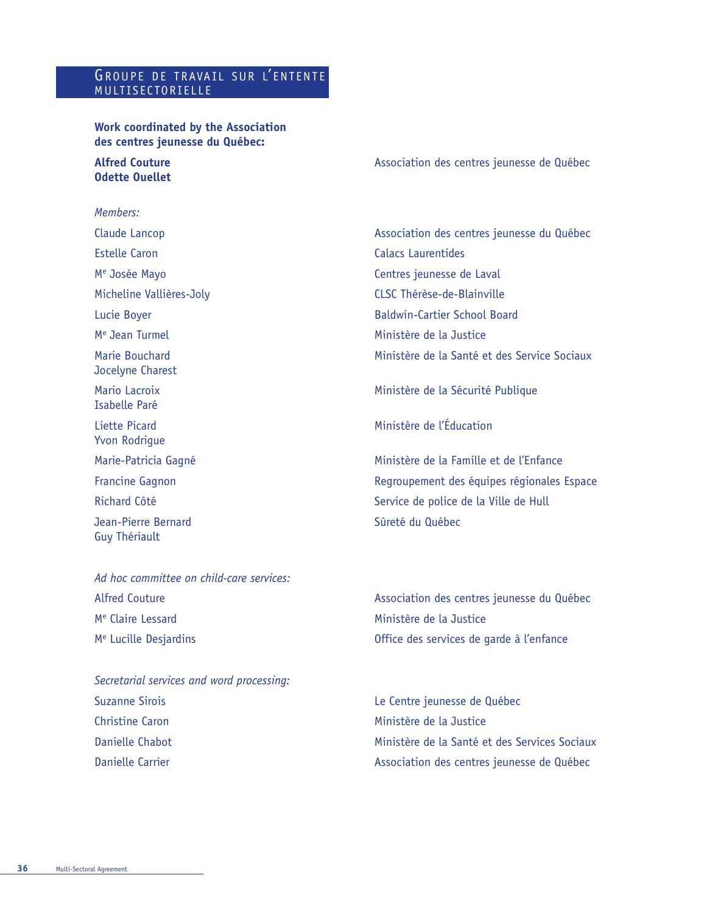## Groupe de travail sur l'entente multisectorielle

**Work coordinated by the Association des centres jeunesse du Québec:**

| | |
|---|---|
| **Alfred Couture** | Association des centres jeunesse de Québec |
| **Odette Ouellet** | |

*Members:*

| | |
|---|---|
| Claude Lancop | Association des centres jeunesse du Québec |
| Estelle Caron | Calacs Laurentides |
| Me Josée Mayo | Centres jeunesse de Laval |
| Micheline Vallières-Joly | CLSC Thérèse-de-Blainville |
| Lucie Boyer | Baldwin-Cartier School Board |
| Me Jean Turmel | Ministère de la Justice |
| Marie Bouchard<br>Jocelyne Charest | Ministère de la Santé et des Service Sociaux |
| Mario Lacroix<br>Isabelle Paré | Ministère de la Sécurité Publique |
| Liette Picard<br>Yvon Rodrigue | Ministère de l'Éducation |
| Marie-Patricia Gagné | Ministère de la Famille et de l'Enfance |
| Francine Gagnon | Regroupement des équipes régionales Espace |
| Richard Côté | Service de police de la Ville de Hull |
| Jean-Pierre Bernard<br>Guy Thériault | Sûreté du Québec |

*Ad hoc committee on child-care services:*

| | |
|---|---|
| Alfred Couture | Association des centres jeunesse du Québec |
| Me Claire Lessard | Ministère de la Justice |
| Me Lucille Desjardins | Office des services de garde à l'enfance |

*Secretarial services and word processing:*

| | |
|---|---|
| Suzanne Sirois | Le Centre jeunesse de Québec |
| Christine Caron | Ministère de la Justice |
| Danielle Chabot | Ministère de la Santé et des Services Sociaux |
| Danielle Carrier | Association des centres jeunesse de Québec |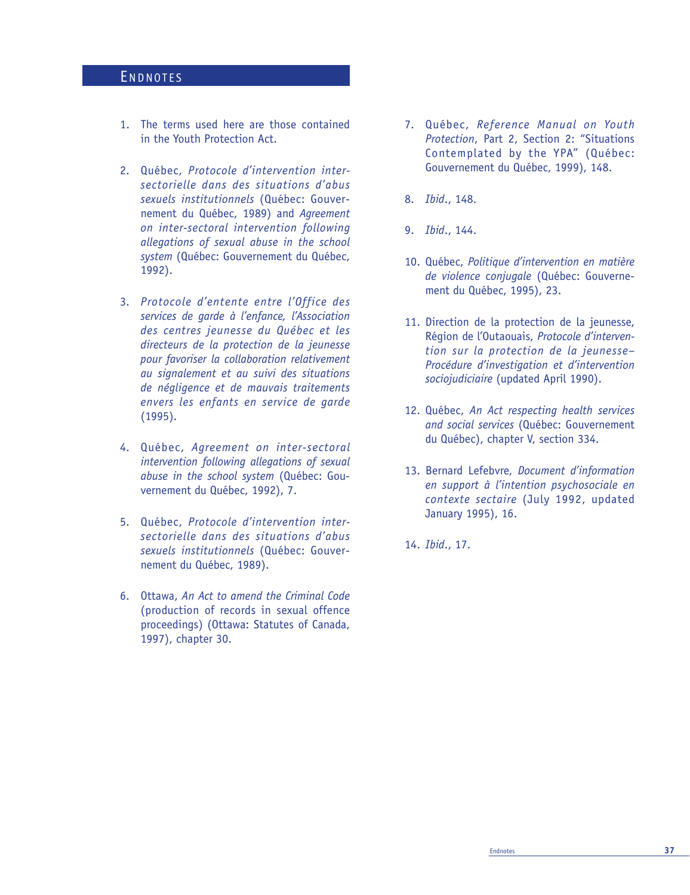# Endnotes

1. The terms used here are those contained in the Youth Protection Act.

2. Québec, *Protocole d'intervention intersectorielle dans des situations d'abus sexuels institutionnels* (Québec: Gouvernement du Québec, 1989) and *Agreement on inter-sectoral intervention following allegations of sexual abuse in the school system* (Québec: Gouvernement du Québec, 1992).

3. *Protocole d'entente entre l'Office des services de garde à l'enfance, l'Association des centres jeunesse du Québec et les directeurs de la protection de la jeunesse pour favoriser la collaboration relativement au signalement et au suivi des situations de négligence et de mauvais traitements envers les enfants en service de garde* (1995).

4. Québec, *Agreement on inter-sectoral intervention following allegations of sexual abuse in the school system* (Québec: Gouvernement du Québec, 1992), 7.

5. Québec, *Protocole d'intervention intersectorielle dans des situations d'abus sexuels institutionnels* (Québec: Gouvernement du Québec, 1989).

6. Ottawa, *An Act to amend the Criminal Code* (production of records in sexual offence proceedings) (Ottawa: Statutes of Canada, 1997), chapter 30.

7. Québec, *Reference Manual on Youth Protection*, Part 2, Section 2: "Situations Contemplated by the YPA" (Québec: Gouvernement du Québec, 1999), 148.

8. *Ibid.*, 148.

9. *Ibid.*, 144.

10. Québec, *Politique d'intervention en matière de violence conjugale* (Québec: Gouvernement du Québec, 1995), 23.

11. Direction de la protection de la jeunesse, Région de l'Outaouais, *Protocole d'intervention sur la protection de la jeunesse– Procédure d'investigation et d'intervention sociojudiciaire* (updated April 1990).

12. Québec, *An Act respecting health services and social services* (Québec: Gouvernement du Québec), chapter V, section 334.

13. Bernard Lefebvre, *Document d'information en support à l'intention psychosociale en contexte sectaire* (July 1992, updated January 1995), 16.

14. *Ibid.*, 17.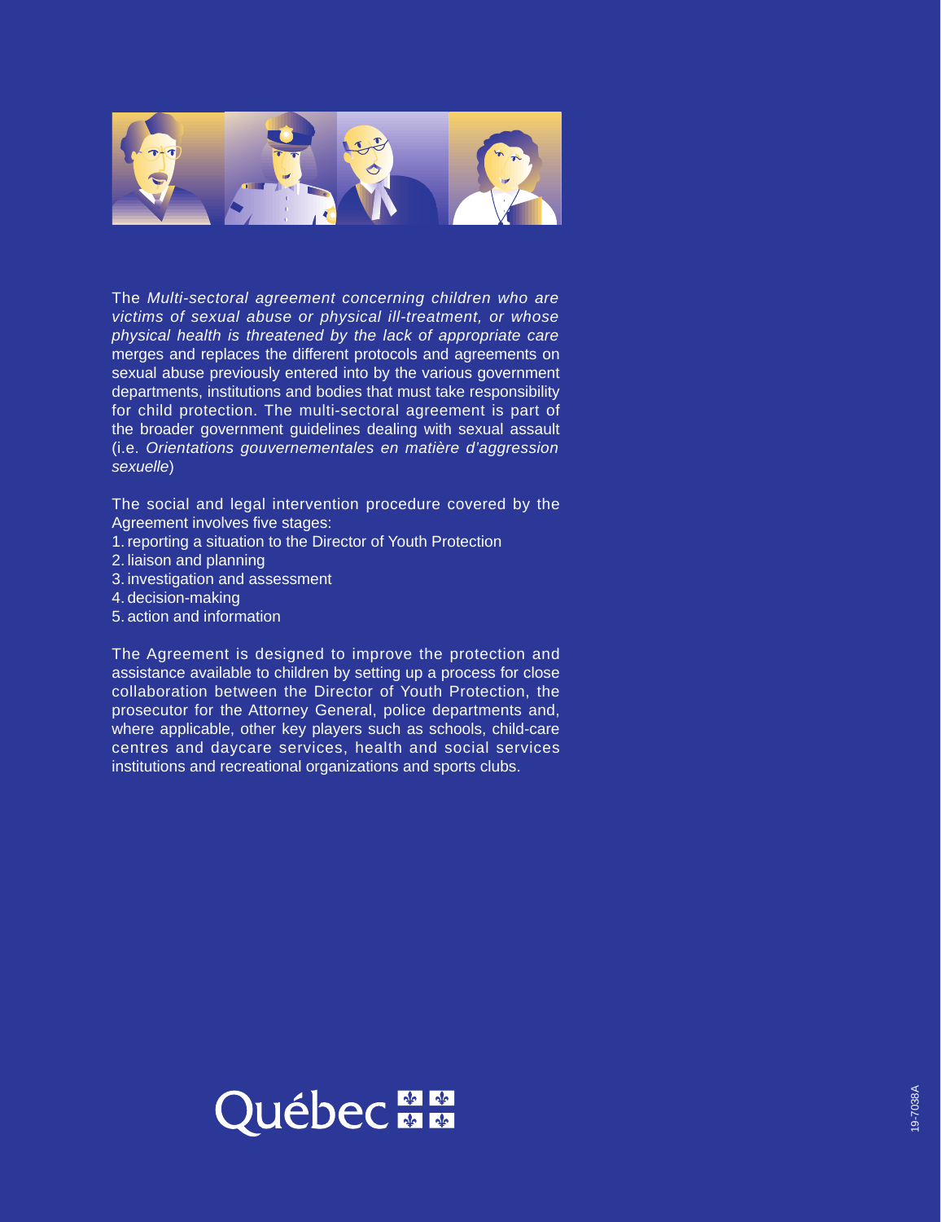The *Multi-sectoral agreement concerning children who are victims of sexual abuse or physical ill-treatment, or whose physical health is threatened by the lack of appropriate care* merges and replaces the different protocols and agreements on sexual abuse previously entered into by the various government departments, institutions and bodies that must take responsibility for child protection. The multi-sectoral agreement is part of the broader government guidelines dealing with sexual assault (i.e. *Orientations gouvernementales en matière d'aggression sexuelle*)

The social and legal intervention procedure covered by the Agreement involves five stages:

1. reporting a situation to the Director of Youth Protection
2. liaison and planning
3. investigation and assessment
4. decision-making
5. action and information

The Agreement is designed to improve the protection and assistance available to children by setting up a process for close collaboration between the Director of Youth Protection, the prosecutor for the Attorney General, police departments and, where applicable, other key players such as schools, child-care centres and daycare services, health and social services institutions and recreational organizations and sports clubs.

Québec

19-7038A